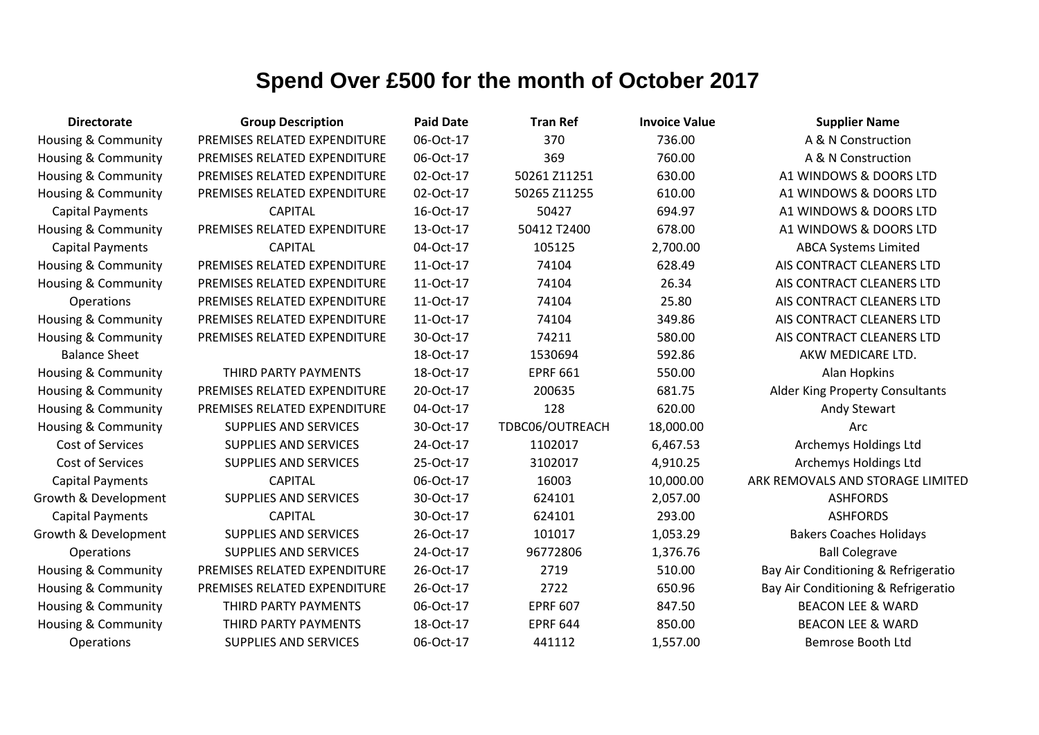# Spend Over £500 for the month of October 2017

| Directorate | Group Description | Paid Date | Tran Ref | Invoice Value | Supplier Name |
|---|---|---|---|---|---|
| Housing & Community | PREMISES RELATED EXPENDITURE | 06-Oct-17 | 370 | 736.00 | A & N Construction |
| Housing & Community | PREMISES RELATED EXPENDITURE | 06-Oct-17 | 369 | 760.00 | A & N Construction |
| Housing & Community | PREMISES RELATED EXPENDITURE | 02-Oct-17 | 50261 Z11251 | 630.00 | A1 WINDOWS & DOORS LTD |
| Housing & Community | PREMISES RELATED EXPENDITURE | 02-Oct-17 | 50265 Z11255 | 610.00 | A1 WINDOWS & DOORS LTD |
| Capital Payments | CAPITAL | 16-Oct-17 | 50427 | 694.97 | A1 WINDOWS & DOORS LTD |
| Housing & Community | PREMISES RELATED EXPENDITURE | 13-Oct-17 | 50412 T2400 | 678.00 | A1 WINDOWS & DOORS LTD |
| Capital Payments | CAPITAL | 04-Oct-17 | 105125 | 2,700.00 | ABCA Systems Limited |
| Housing & Community | PREMISES RELATED EXPENDITURE | 11-Oct-17 | 74104 | 628.49 | AIS CONTRACT CLEANERS LTD |
| Housing & Community | PREMISES RELATED EXPENDITURE | 11-Oct-17 | 74104 | 26.34 | AIS CONTRACT CLEANERS LTD |
| Operations | PREMISES RELATED EXPENDITURE | 11-Oct-17 | 74104 | 25.80 | AIS CONTRACT CLEANERS LTD |
| Housing & Community | PREMISES RELATED EXPENDITURE | 11-Oct-17 | 74104 | 349.86 | AIS CONTRACT CLEANERS LTD |
| Housing & Community | PREMISES RELATED EXPENDITURE | 30-Oct-17 | 74211 | 580.00 | AIS CONTRACT CLEANERS LTD |
| Balance Sheet | | 18-Oct-17 | 1530694 | 592.86 | AKW MEDICARE LTD. |
| Housing & Community | THIRD PARTY PAYMENTS | 18-Oct-17 | EPRF 661 | 550.00 | Alan Hopkins |
| Housing & Community | PREMISES RELATED EXPENDITURE | 20-Oct-17 | 200635 | 681.75 | Alder King Property Consultants |
| Housing & Community | PREMISES RELATED EXPENDITURE | 04-Oct-17 | 128 | 620.00 | Andy Stewart |
| Housing & Community | SUPPLIES AND SERVICES | 30-Oct-17 | TDBC06/OUTREACH | 18,000.00 | Arc |
| Cost of Services | SUPPLIES AND SERVICES | 24-Oct-17 | 1102017 | 6,467.53 | Archemys Holdings Ltd |
| Cost of Services | SUPPLIES AND SERVICES | 25-Oct-17 | 3102017 | 4,910.25 | Archemys Holdings Ltd |
| Capital Payments | CAPITAL | 06-Oct-17 | 16003 | 10,000.00 | ARK REMOVALS AND STORAGE LIMITED |
| Growth & Development | SUPPLIES AND SERVICES | 30-Oct-17 | 624101 | 2,057.00 | ASHFORDS |
| Capital Payments | CAPITAL | 30-Oct-17 | 624101 | 293.00 | ASHFORDS |
| Growth & Development | SUPPLIES AND SERVICES | 26-Oct-17 | 101017 | 1,053.29 | Bakers Coaches Holidays |
| Operations | SUPPLIES AND SERVICES | 24-Oct-17 | 96772806 | 1,376.76 | Ball Colegrave |
| Housing & Community | PREMISES RELATED EXPENDITURE | 26-Oct-17 | 2719 | 510.00 | Bay Air Conditioning & Refrigeratio |
| Housing & Community | PREMISES RELATED EXPENDITURE | 26-Oct-17 | 2722 | 650.96 | Bay Air Conditioning & Refrigeratio |
| Housing & Community | THIRD PARTY PAYMENTS | 06-Oct-17 | EPRF 607 | 847.50 | BEACON LEE & WARD |
| Housing & Community | THIRD PARTY PAYMENTS | 18-Oct-17 | EPRF 644 | 850.00 | BEACON LEE & WARD |
| Operations | SUPPLIES AND SERVICES | 06-Oct-17 | 441112 | 1,557.00 | Bemrose Booth Ltd |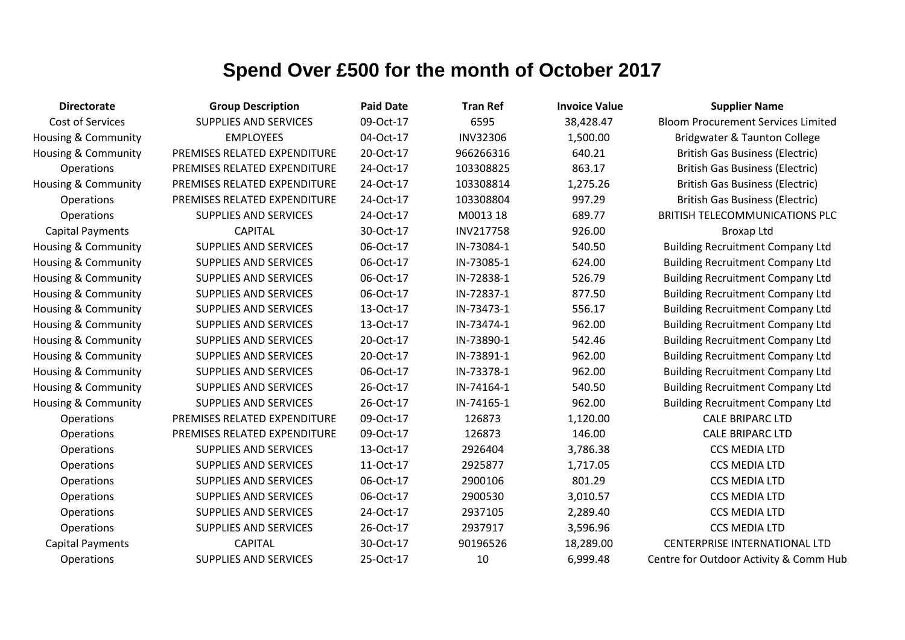# Spend Over £500 for the month of October 2017

| Directorate | Group Description | Paid Date | Tran Ref | Invoice Value | Supplier Name |
|---|---|---|---|---|---|
| Cost of Services | SUPPLIES AND SERVICES | 09-Oct-17 | 6595 | 38,428.47 | Bloom Procurement Services Limited |
| Housing & Community | EMPLOYEES | 04-Oct-17 | INV32306 | 1,500.00 | Bridgwater & Taunton College |
| Housing & Community | PREMISES RELATED EXPENDITURE | 20-Oct-17 | 966266316 | 640.21 | British Gas Business (Electric) |
| Operations | PREMISES RELATED EXPENDITURE | 24-Oct-17 | 103308825 | 863.17 | British Gas Business (Electric) |
| Housing & Community | PREMISES RELATED EXPENDITURE | 24-Oct-17 | 103308814 | 1,275.26 | British Gas Business (Electric) |
| Operations | PREMISES RELATED EXPENDITURE | 24-Oct-17 | 103308804 | 997.29 | British Gas Business (Electric) |
| Operations | SUPPLIES AND SERVICES | 24-Oct-17 | M0013 18 | 689.77 | BRITISH TELECOMMUNICATIONS PLC |
| Capital Payments | CAPITAL | 30-Oct-17 | INV217758 | 926.00 | Broxap Ltd |
| Housing & Community | SUPPLIES AND SERVICES | 06-Oct-17 | IN-73084-1 | 540.50 | Building Recruitment Company Ltd |
| Housing & Community | SUPPLIES AND SERVICES | 06-Oct-17 | IN-73085-1 | 624.00 | Building Recruitment Company Ltd |
| Housing & Community | SUPPLIES AND SERVICES | 06-Oct-17 | IN-72838-1 | 526.79 | Building Recruitment Company Ltd |
| Housing & Community | SUPPLIES AND SERVICES | 06-Oct-17 | IN-72837-1 | 877.50 | Building Recruitment Company Ltd |
| Housing & Community | SUPPLIES AND SERVICES | 13-Oct-17 | IN-73473-1 | 556.17 | Building Recruitment Company Ltd |
| Housing & Community | SUPPLIES AND SERVICES | 13-Oct-17 | IN-73474-1 | 962.00 | Building Recruitment Company Ltd |
| Housing & Community | SUPPLIES AND SERVICES | 20-Oct-17 | IN-73890-1 | 542.46 | Building Recruitment Company Ltd |
| Housing & Community | SUPPLIES AND SERVICES | 20-Oct-17 | IN-73891-1 | 962.00 | Building Recruitment Company Ltd |
| Housing & Community | SUPPLIES AND SERVICES | 06-Oct-17 | IN-73378-1 | 962.00 | Building Recruitment Company Ltd |
| Housing & Community | SUPPLIES AND SERVICES | 26-Oct-17 | IN-74164-1 | 540.50 | Building Recruitment Company Ltd |
| Housing & Community | SUPPLIES AND SERVICES | 26-Oct-17 | IN-74165-1 | 962.00 | Building Recruitment Company Ltd |
| Operations | PREMISES RELATED EXPENDITURE | 09-Oct-17 | 126873 | 1,120.00 | CALE BRIPARC LTD |
| Operations | PREMISES RELATED EXPENDITURE | 09-Oct-17 | 126873 | 146.00 | CALE BRIPARC LTD |
| Operations | SUPPLIES AND SERVICES | 13-Oct-17 | 2926404 | 3,786.38 | CCS MEDIA LTD |
| Operations | SUPPLIES AND SERVICES | 11-Oct-17 | 2925877 | 1,717.05 | CCS MEDIA LTD |
| Operations | SUPPLIES AND SERVICES | 06-Oct-17 | 2900106 | 801.29 | CCS MEDIA LTD |
| Operations | SUPPLIES AND SERVICES | 06-Oct-17 | 2900530 | 3,010.57 | CCS MEDIA LTD |
| Operations | SUPPLIES AND SERVICES | 24-Oct-17 | 2937105 | 2,289.40 | CCS MEDIA LTD |
| Operations | SUPPLIES AND SERVICES | 26-Oct-17 | 2937917 | 3,596.96 | CCS MEDIA LTD |
| Capital Payments | CAPITAL | 30-Oct-17 | 90196526 | 18,289.00 | CENTERPRISE INTERNATIONAL LTD |
| Operations | SUPPLIES AND SERVICES | 25-Oct-17 | 10 | 6,999.48 | Centre for Outdoor Activity & Comm Hub |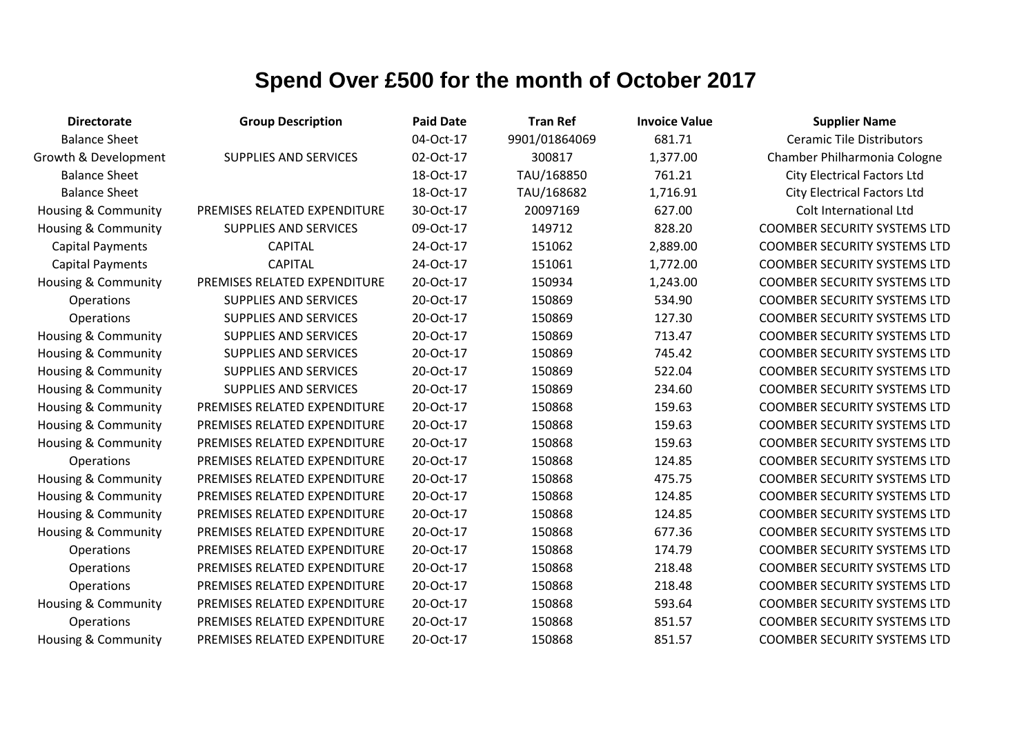# Spend Over £500 for the month of October 2017

| Directorate | Group Description | Paid Date | Tran Ref | Invoice Value | Supplier Name |
|---|---|---|---|---|---|
| Balance Sheet | | 04-Oct-17 | 9901/01864069 | 681.71 | Ceramic Tile Distributors |
| Growth & Development | SUPPLIES AND SERVICES | 02-Oct-17 | 300817 | 1,377.00 | Chamber Philharmonia Cologne |
| Balance Sheet | | 18-Oct-17 | TAU/168850 | 761.21 | City Electrical Factors Ltd |
| Balance Sheet | | 18-Oct-17 | TAU/168682 | 1,716.91 | City Electrical Factors Ltd |
| Housing & Community | PREMISES RELATED EXPENDITURE | 30-Oct-17 | 20097169 | 627.00 | Colt International Ltd |
| Housing & Community | SUPPLIES AND SERVICES | 09-Oct-17 | 149712 | 828.20 | COOMBER SECURITY SYSTEMS LTD |
| Capital Payments | CAPITAL | 24-Oct-17 | 151062 | 2,889.00 | COOMBER SECURITY SYSTEMS LTD |
| Capital Payments | CAPITAL | 24-Oct-17 | 151061 | 1,772.00 | COOMBER SECURITY SYSTEMS LTD |
| Housing & Community | PREMISES RELATED EXPENDITURE | 20-Oct-17 | 150934 | 1,243.00 | COOMBER SECURITY SYSTEMS LTD |
| Operations | SUPPLIES AND SERVICES | 20-Oct-17 | 150869 | 534.90 | COOMBER SECURITY SYSTEMS LTD |
| Operations | SUPPLIES AND SERVICES | 20-Oct-17 | 150869 | 127.30 | COOMBER SECURITY SYSTEMS LTD |
| Housing & Community | SUPPLIES AND SERVICES | 20-Oct-17 | 150869 | 713.47 | COOMBER SECURITY SYSTEMS LTD |
| Housing & Community | SUPPLIES AND SERVICES | 20-Oct-17 | 150869 | 745.42 | COOMBER SECURITY SYSTEMS LTD |
| Housing & Community | SUPPLIES AND SERVICES | 20-Oct-17 | 150869 | 522.04 | COOMBER SECURITY SYSTEMS LTD |
| Housing & Community | SUPPLIES AND SERVICES | 20-Oct-17 | 150869 | 234.60 | COOMBER SECURITY SYSTEMS LTD |
| Housing & Community | PREMISES RELATED EXPENDITURE | 20-Oct-17 | 150868 | 159.63 | COOMBER SECURITY SYSTEMS LTD |
| Housing & Community | PREMISES RELATED EXPENDITURE | 20-Oct-17 | 150868 | 159.63 | COOMBER SECURITY SYSTEMS LTD |
| Housing & Community | PREMISES RELATED EXPENDITURE | 20-Oct-17 | 150868 | 159.63 | COOMBER SECURITY SYSTEMS LTD |
| Operations | PREMISES RELATED EXPENDITURE | 20-Oct-17 | 150868 | 124.85 | COOMBER SECURITY SYSTEMS LTD |
| Housing & Community | PREMISES RELATED EXPENDITURE | 20-Oct-17 | 150868 | 475.75 | COOMBER SECURITY SYSTEMS LTD |
| Housing & Community | PREMISES RELATED EXPENDITURE | 20-Oct-17 | 150868 | 124.85 | COOMBER SECURITY SYSTEMS LTD |
| Housing & Community | PREMISES RELATED EXPENDITURE | 20-Oct-17 | 150868 | 124.85 | COOMBER SECURITY SYSTEMS LTD |
| Housing & Community | PREMISES RELATED EXPENDITURE | 20-Oct-17 | 150868 | 677.36 | COOMBER SECURITY SYSTEMS LTD |
| Operations | PREMISES RELATED EXPENDITURE | 20-Oct-17 | 150868 | 174.79 | COOMBER SECURITY SYSTEMS LTD |
| Operations | PREMISES RELATED EXPENDITURE | 20-Oct-17 | 150868 | 218.48 | COOMBER SECURITY SYSTEMS LTD |
| Operations | PREMISES RELATED EXPENDITURE | 20-Oct-17 | 150868 | 218.48 | COOMBER SECURITY SYSTEMS LTD |
| Housing & Community | PREMISES RELATED EXPENDITURE | 20-Oct-17 | 150868 | 593.64 | COOMBER SECURITY SYSTEMS LTD |
| Operations | PREMISES RELATED EXPENDITURE | 20-Oct-17 | 150868 | 851.57 | COOMBER SECURITY SYSTEMS LTD |
| Housing & Community | PREMISES RELATED EXPENDITURE | 20-Oct-17 | 150868 | 851.57 | COOMBER SECURITY SYSTEMS LTD |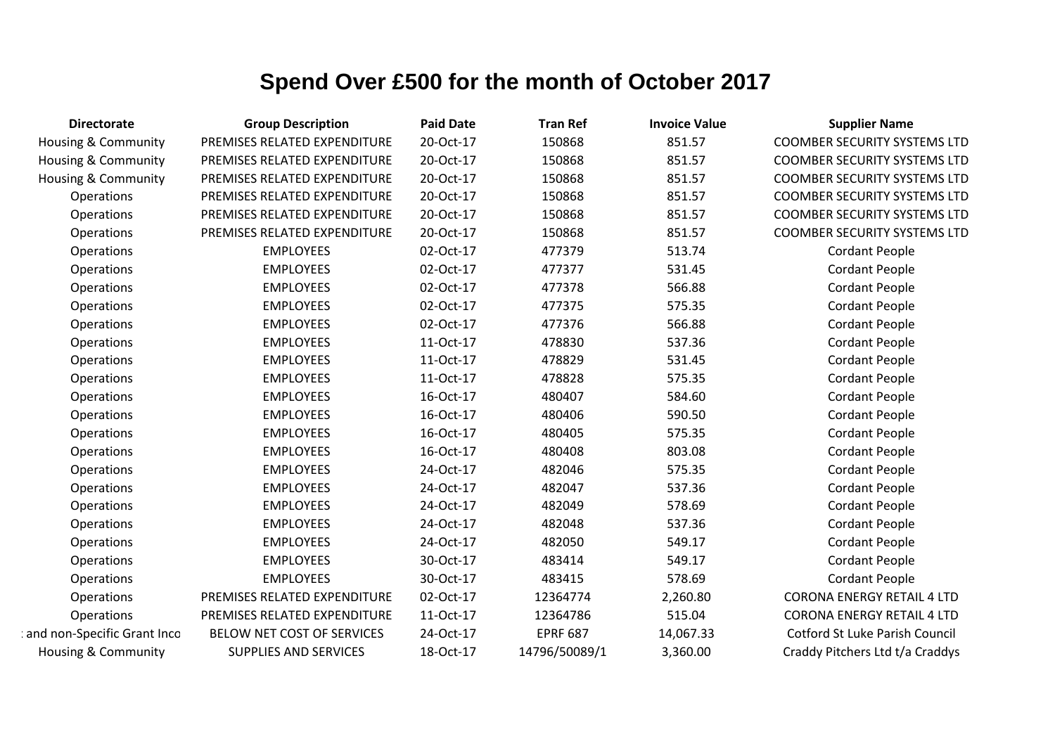# Spend Over £500 for the month of October 2017

| Directorate | Group Description | Paid Date | Tran Ref | Invoice Value | Supplier Name |
|---|---|---|---|---|---|
| Housing & Community | PREMISES RELATED EXPENDITURE | 20-Oct-17 | 150868 | 851.57 | COOMBER SECURITY SYSTEMS LTD |
| Housing & Community | PREMISES RELATED EXPENDITURE | 20-Oct-17 | 150868 | 851.57 | COOMBER SECURITY SYSTEMS LTD |
| Housing & Community | PREMISES RELATED EXPENDITURE | 20-Oct-17 | 150868 | 851.57 | COOMBER SECURITY SYSTEMS LTD |
| Operations | PREMISES RELATED EXPENDITURE | 20-Oct-17 | 150868 | 851.57 | COOMBER SECURITY SYSTEMS LTD |
| Operations | PREMISES RELATED EXPENDITURE | 20-Oct-17 | 150868 | 851.57 | COOMBER SECURITY SYSTEMS LTD |
| Operations | PREMISES RELATED EXPENDITURE | 20-Oct-17 | 150868 | 851.57 | COOMBER SECURITY SYSTEMS LTD |
| Operations | EMPLOYEES | 02-Oct-17 | 477379 | 513.74 | Cordant People |
| Operations | EMPLOYEES | 02-Oct-17 | 477377 | 531.45 | Cordant People |
| Operations | EMPLOYEES | 02-Oct-17 | 477378 | 566.88 | Cordant People |
| Operations | EMPLOYEES | 02-Oct-17 | 477375 | 575.35 | Cordant People |
| Operations | EMPLOYEES | 02-Oct-17 | 477376 | 566.88 | Cordant People |
| Operations | EMPLOYEES | 11-Oct-17 | 478830 | 537.36 | Cordant People |
| Operations | EMPLOYEES | 11-Oct-17 | 478829 | 531.45 | Cordant People |
| Operations | EMPLOYEES | 11-Oct-17 | 478828 | 575.35 | Cordant People |
| Operations | EMPLOYEES | 16-Oct-17 | 480407 | 584.60 | Cordant People |
| Operations | EMPLOYEES | 16-Oct-17 | 480406 | 590.50 | Cordant People |
| Operations | EMPLOYEES | 16-Oct-17 | 480405 | 575.35 | Cordant People |
| Operations | EMPLOYEES | 16-Oct-17 | 480408 | 803.08 | Cordant People |
| Operations | EMPLOYEES | 24-Oct-17 | 482046 | 575.35 | Cordant People |
| Operations | EMPLOYEES | 24-Oct-17 | 482047 | 537.36 | Cordant People |
| Operations | EMPLOYEES | 24-Oct-17 | 482049 | 578.69 | Cordant People |
| Operations | EMPLOYEES | 24-Oct-17 | 482048 | 537.36 | Cordant People |
| Operations | EMPLOYEES | 24-Oct-17 | 482050 | 549.17 | Cordant People |
| Operations | EMPLOYEES | 30-Oct-17 | 483414 | 549.17 | Cordant People |
| Operations | EMPLOYEES | 30-Oct-17 | 483415 | 578.69 | Cordant People |
| Operations | PREMISES RELATED EXPENDITURE | 02-Oct-17 | 12364774 | 2,260.80 | CORONA ENERGY RETAIL 4 LTD |
| Operations | PREMISES RELATED EXPENDITURE | 11-Oct-17 | 12364786 | 515.04 | CORONA ENERGY RETAIL 4 LTD |
| t and non-Specific Grant Inco | BELOW NET COST OF SERVICES | 24-Oct-17 | EPRF 687 | 14,067.33 | Cotford St Luke Parish Council |
| Housing & Community | SUPPLIES AND SERVICES | 18-Oct-17 | 14796/50089/1 | 3,360.00 | Craddy Pitchers Ltd t/a Craddys |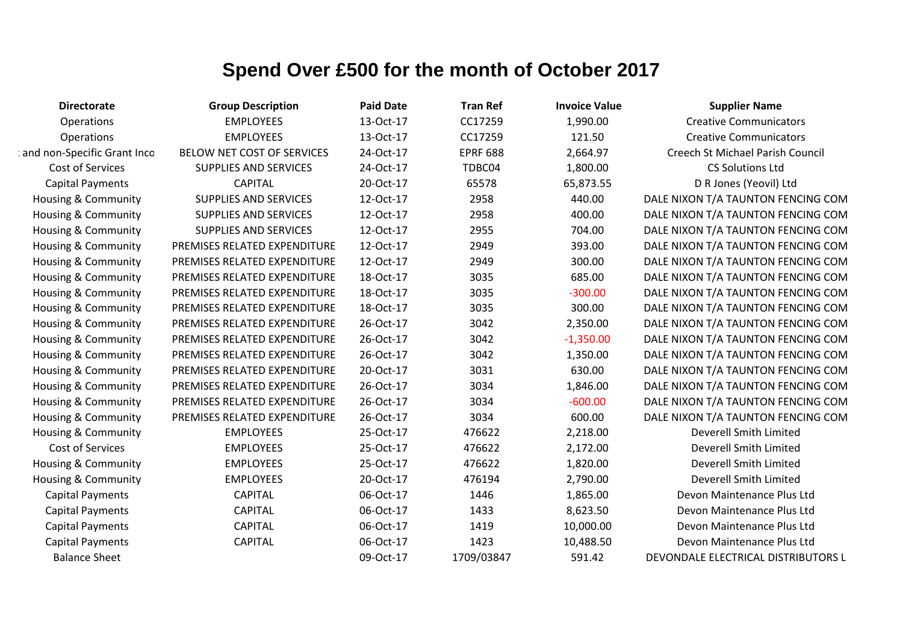# Spend Over £500 for the month of October 2017

| Directorate | Group Description | Paid Date | Tran Ref | Invoice Value | Supplier Name |
|---|---|---|---|---|---|
| Operations | EMPLOYEES | 13-Oct-17 | CC17259 | 1,990.00 | Creative Communicators |
| Operations | EMPLOYEES | 13-Oct-17 | CC17259 | 121.50 | Creative Communicators |
| : and non-Specific Grant Inco | BELOW NET COST OF SERVICES | 24-Oct-17 | EPRF 688 | 2,664.97 | Creech St Michael Parish Council |
| Cost of Services | SUPPLIES AND SERVICES | 24-Oct-17 | TDBC04 | 1,800.00 | CS Solutions Ltd |
| Capital Payments | CAPITAL | 20-Oct-17 | 65578 | 65,873.55 | D R Jones (Yeovil) Ltd |
| Housing & Community | SUPPLIES AND SERVICES | 12-Oct-17 | 2958 | 440.00 | DALE NIXON T/A TAUNTON FENCING COM |
| Housing & Community | SUPPLIES AND SERVICES | 12-Oct-17 | 2958 | 400.00 | DALE NIXON T/A TAUNTON FENCING COM |
| Housing & Community | SUPPLIES AND SERVICES | 12-Oct-17 | 2955 | 704.00 | DALE NIXON T/A TAUNTON FENCING COM |
| Housing & Community | PREMISES RELATED EXPENDITURE | 12-Oct-17 | 2949 | 393.00 | DALE NIXON T/A TAUNTON FENCING COM |
| Housing & Community | PREMISES RELATED EXPENDITURE | 12-Oct-17 | 2949 | 300.00 | DALE NIXON T/A TAUNTON FENCING COM |
| Housing & Community | PREMISES RELATED EXPENDITURE | 18-Oct-17 | 3035 | 685.00 | DALE NIXON T/A TAUNTON FENCING COM |
| Housing & Community | PREMISES RELATED EXPENDITURE | 18-Oct-17 | 3035 | -300.00 | DALE NIXON T/A TAUNTON FENCING COM |
| Housing & Community | PREMISES RELATED EXPENDITURE | 18-Oct-17 | 3035 | 300.00 | DALE NIXON T/A TAUNTON FENCING COM |
| Housing & Community | PREMISES RELATED EXPENDITURE | 26-Oct-17 | 3042 | 2,350.00 | DALE NIXON T/A TAUNTON FENCING COM |
| Housing & Community | PREMISES RELATED EXPENDITURE | 26-Oct-17 | 3042 | -1,350.00 | DALE NIXON T/A TAUNTON FENCING COM |
| Housing & Community | PREMISES RELATED EXPENDITURE | 26-Oct-17 | 3042 | 1,350.00 | DALE NIXON T/A TAUNTON FENCING COM |
| Housing & Community | PREMISES RELATED EXPENDITURE | 20-Oct-17 | 3031 | 630.00 | DALE NIXON T/A TAUNTON FENCING COM |
| Housing & Community | PREMISES RELATED EXPENDITURE | 26-Oct-17 | 3034 | 1,846.00 | DALE NIXON T/A TAUNTON FENCING COM |
| Housing & Community | PREMISES RELATED EXPENDITURE | 26-Oct-17 | 3034 | -600.00 | DALE NIXON T/A TAUNTON FENCING COM |
| Housing & Community | PREMISES RELATED EXPENDITURE | 26-Oct-17 | 3034 | 600.00 | DALE NIXON T/A TAUNTON FENCING COM |
| Housing & Community | EMPLOYEES | 25-Oct-17 | 476622 | 2,218.00 | Deverell Smith Limited |
| Cost of Services | EMPLOYEES | 25-Oct-17 | 476622 | 2,172.00 | Deverell Smith Limited |
| Housing & Community | EMPLOYEES | 25-Oct-17 | 476622 | 1,820.00 | Deverell Smith Limited |
| Housing & Community | EMPLOYEES | 20-Oct-17 | 476194 | 2,790.00 | Deverell Smith Limited |
| Capital Payments | CAPITAL | 06-Oct-17 | 1446 | 1,865.00 | Devon Maintenance Plus Ltd |
| Capital Payments | CAPITAL | 06-Oct-17 | 1433 | 8,623.50 | Devon Maintenance Plus Ltd |
| Capital Payments | CAPITAL | 06-Oct-17 | 1419 | 10,000.00 | Devon Maintenance Plus Ltd |
| Capital Payments | CAPITAL | 06-Oct-17 | 1423 | 10,488.50 | Devon Maintenance Plus Ltd |
| Balance Sheet | | 09-Oct-17 | 1709/03847 | 591.42 | DEVONDALE ELECTRICAL DISTRIBUTORS L |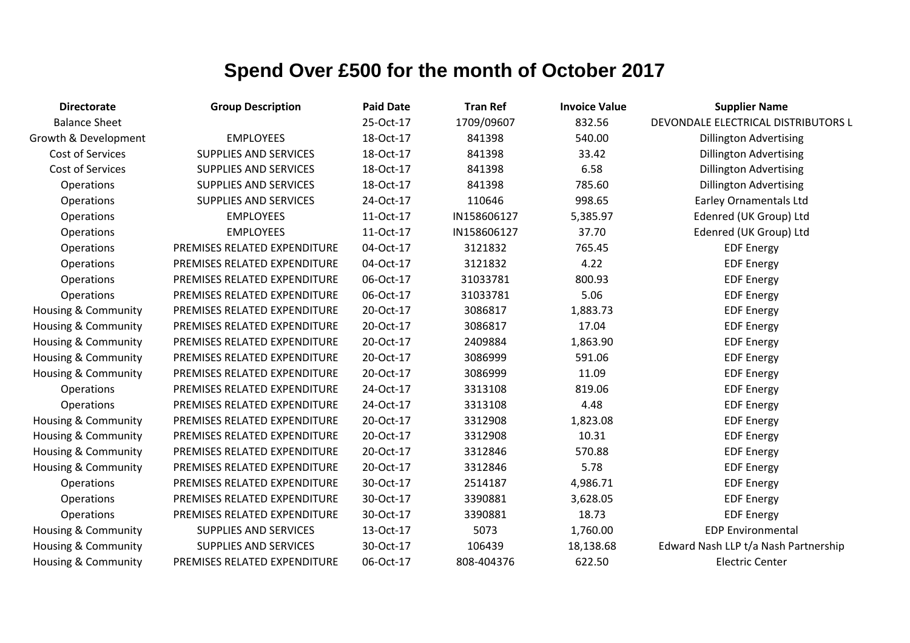# Spend Over £500 for the month of October 2017

| Directorate | Group Description | Paid Date | Tran Ref | Invoice Value | Supplier Name |
|---|---|---|---|---|---|
| Balance Sheet | | 25-Oct-17 | 1709/09607 | 832.56 | DEVONDALE ELECTRICAL DISTRIBUTORS L |
| Growth & Development | EMPLOYEES | 18-Oct-17 | 841398 | 540.00 | Dillington Advertising |
| Cost of Services | SUPPLIES AND SERVICES | 18-Oct-17 | 841398 | 33.42 | Dillington Advertising |
| Cost of Services | SUPPLIES AND SERVICES | 18-Oct-17 | 841398 | 6.58 | Dillington Advertising |
| Operations | SUPPLIES AND SERVICES | 18-Oct-17 | 841398 | 785.60 | Dillington Advertising |
| Operations | SUPPLIES AND SERVICES | 24-Oct-17 | 110646 | 998.65 | Earley Ornamentals Ltd |
| Operations | EMPLOYEES | 11-Oct-17 | IN158606127 | 5,385.97 | Edenred (UK Group) Ltd |
| Operations | EMPLOYEES | 11-Oct-17 | IN158606127 | 37.70 | Edenred (UK Group) Ltd |
| Operations | PREMISES RELATED EXPENDITURE | 04-Oct-17 | 3121832 | 765.45 | EDF Energy |
| Operations | PREMISES RELATED EXPENDITURE | 04-Oct-17 | 3121832 | 4.22 | EDF Energy |
| Operations | PREMISES RELATED EXPENDITURE | 06-Oct-17 | 31033781 | 800.93 | EDF Energy |
| Operations | PREMISES RELATED EXPENDITURE | 06-Oct-17 | 31033781 | 5.06 | EDF Energy |
| Housing & Community | PREMISES RELATED EXPENDITURE | 20-Oct-17 | 3086817 | 1,883.73 | EDF Energy |
| Housing & Community | PREMISES RELATED EXPENDITURE | 20-Oct-17 | 3086817 | 17.04 | EDF Energy |
| Housing & Community | PREMISES RELATED EXPENDITURE | 20-Oct-17 | 2409884 | 1,863.90 | EDF Energy |
| Housing & Community | PREMISES RELATED EXPENDITURE | 20-Oct-17 | 3086999 | 591.06 | EDF Energy |
| Housing & Community | PREMISES RELATED EXPENDITURE | 20-Oct-17 | 3086999 | 11.09 | EDF Energy |
| Operations | PREMISES RELATED EXPENDITURE | 24-Oct-17 | 3313108 | 819.06 | EDF Energy |
| Operations | PREMISES RELATED EXPENDITURE | 24-Oct-17 | 3313108 | 4.48 | EDF Energy |
| Housing & Community | PREMISES RELATED EXPENDITURE | 20-Oct-17 | 3312908 | 1,823.08 | EDF Energy |
| Housing & Community | PREMISES RELATED EXPENDITURE | 20-Oct-17 | 3312908 | 10.31 | EDF Energy |
| Housing & Community | PREMISES RELATED EXPENDITURE | 20-Oct-17 | 3312846 | 570.88 | EDF Energy |
| Housing & Community | PREMISES RELATED EXPENDITURE | 20-Oct-17 | 3312846 | 5.78 | EDF Energy |
| Operations | PREMISES RELATED EXPENDITURE | 30-Oct-17 | 2514187 | 4,986.71 | EDF Energy |
| Operations | PREMISES RELATED EXPENDITURE | 30-Oct-17 | 3390881 | 3,628.05 | EDF Energy |
| Operations | PREMISES RELATED EXPENDITURE | 30-Oct-17 | 3390881 | 18.73 | EDF Energy |
| Housing & Community | SUPPLIES AND SERVICES | 13-Oct-17 | 5073 | 1,760.00 | EDP Environmental |
| Housing & Community | SUPPLIES AND SERVICES | 30-Oct-17 | 106439 | 18,138.68 | Edward Nash LLP t/a Nash Partnership |
| Housing & Community | PREMISES RELATED EXPENDITURE | 06-Oct-17 | 808-404376 | 622.50 | Electric Center |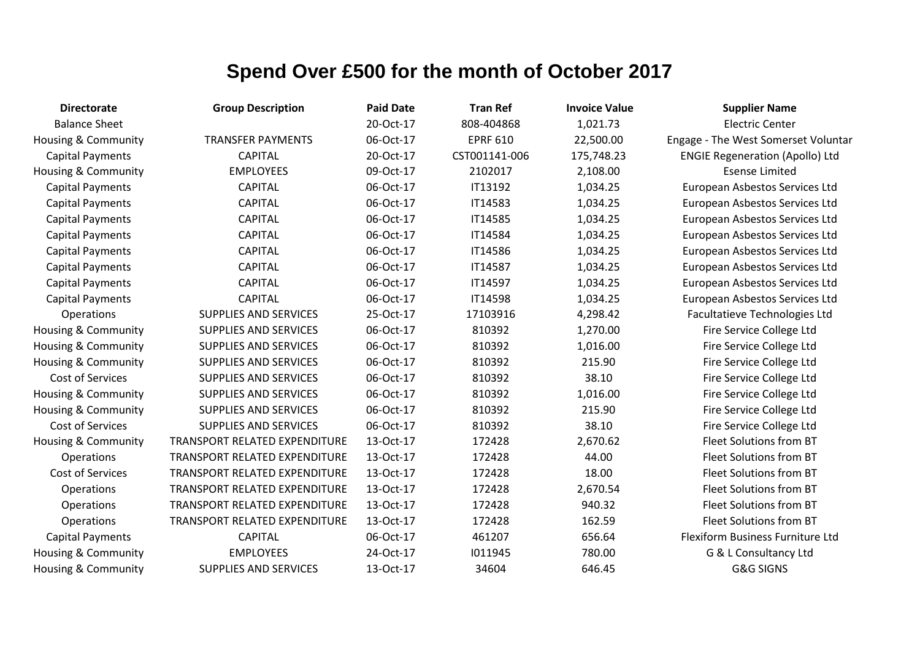# Spend Over £500 for the month of October 2017

| Directorate | Group Description | Paid Date | Tran Ref | Invoice Value | Supplier Name |
|---|---|---|---|---|---|
| Balance Sheet | | 20-Oct-17 | 808-404868 | 1,021.73 | Electric Center |
| Housing & Community | TRANSFER PAYMENTS | 06-Oct-17 | EPRF 610 | 22,500.00 | Engage - The West Somerset Voluntar |
| Capital Payments | CAPITAL | 20-Oct-17 | CST001141-006 | 175,748.23 | ENGIE Regeneration (Apollo) Ltd |
| Housing & Community | EMPLOYEES | 09-Oct-17 | 2102017 | 2,108.00 | Esense Limited |
| Capital Payments | CAPITAL | 06-Oct-17 | IT13192 | 1,034.25 | European Asbestos Services Ltd |
| Capital Payments | CAPITAL | 06-Oct-17 | IT14583 | 1,034.25 | European Asbestos Services Ltd |
| Capital Payments | CAPITAL | 06-Oct-17 | IT14585 | 1,034.25 | European Asbestos Services Ltd |
| Capital Payments | CAPITAL | 06-Oct-17 | IT14584 | 1,034.25 | European Asbestos Services Ltd |
| Capital Payments | CAPITAL | 06-Oct-17 | IT14586 | 1,034.25 | European Asbestos Services Ltd |
| Capital Payments | CAPITAL | 06-Oct-17 | IT14587 | 1,034.25 | European Asbestos Services Ltd |
| Capital Payments | CAPITAL | 06-Oct-17 | IT14597 | 1,034.25 | European Asbestos Services Ltd |
| Capital Payments | CAPITAL | 06-Oct-17 | IT14598 | 1,034.25 | European Asbestos Services Ltd |
| Operations | SUPPLIES AND SERVICES | 25-Oct-17 | 17103916 | 4,298.42 | Facultatieve Technologies Ltd |
| Housing & Community | SUPPLIES AND SERVICES | 06-Oct-17 | 810392 | 1,270.00 | Fire Service College Ltd |
| Housing & Community | SUPPLIES AND SERVICES | 06-Oct-17 | 810392 | 1,016.00 | Fire Service College Ltd |
| Housing & Community | SUPPLIES AND SERVICES | 06-Oct-17 | 810392 | 215.90 | Fire Service College Ltd |
| Cost of Services | SUPPLIES AND SERVICES | 06-Oct-17 | 810392 | 38.10 | Fire Service College Ltd |
| Housing & Community | SUPPLIES AND SERVICES | 06-Oct-17 | 810392 | 1,016.00 | Fire Service College Ltd |
| Housing & Community | SUPPLIES AND SERVICES | 06-Oct-17 | 810392 | 215.90 | Fire Service College Ltd |
| Cost of Services | SUPPLIES AND SERVICES | 06-Oct-17 | 810392 | 38.10 | Fire Service College Ltd |
| Housing & Community | TRANSPORT RELATED EXPENDITURE | 13-Oct-17 | 172428 | 2,670.62 | Fleet Solutions from BT |
| Operations | TRANSPORT RELATED EXPENDITURE | 13-Oct-17 | 172428 | 44.00 | Fleet Solutions from BT |
| Cost of Services | TRANSPORT RELATED EXPENDITURE | 13-Oct-17 | 172428 | 18.00 | Fleet Solutions from BT |
| Operations | TRANSPORT RELATED EXPENDITURE | 13-Oct-17 | 172428 | 2,670.54 | Fleet Solutions from BT |
| Operations | TRANSPORT RELATED EXPENDITURE | 13-Oct-17 | 172428 | 940.32 | Fleet Solutions from BT |
| Operations | TRANSPORT RELATED EXPENDITURE | 13-Oct-17 | 172428 | 162.59 | Fleet Solutions from BT |
| Capital Payments | CAPITAL | 06-Oct-17 | 461207 | 656.64 | Flexiform Business Furniture Ltd |
| Housing & Community | EMPLOYEES | 24-Oct-17 | I011945 | 780.00 | G & L Consultancy Ltd |
| Housing & Community | SUPPLIES AND SERVICES | 13-Oct-17 | 34604 | 646.45 | G&G SIGNS |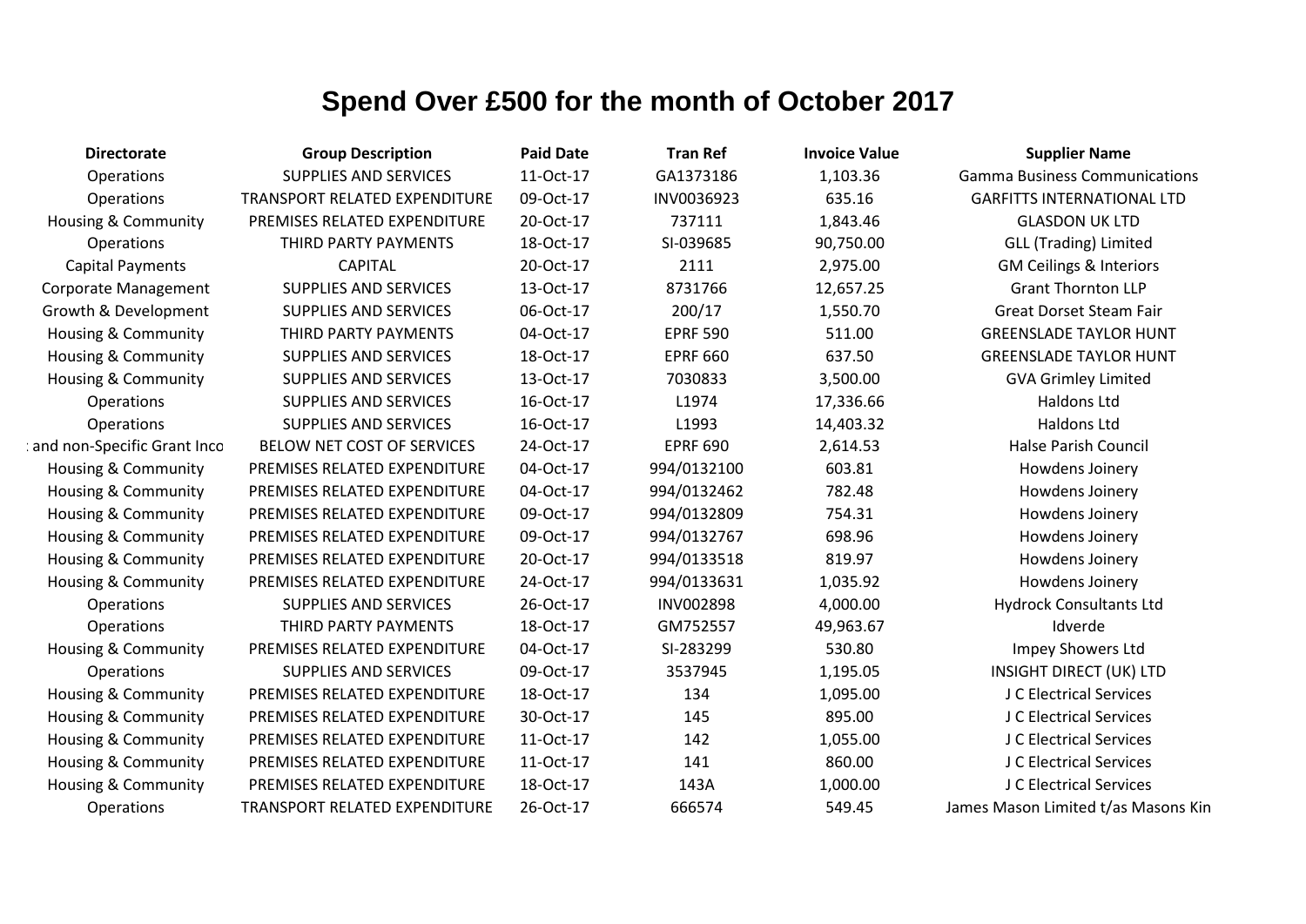# Spend Over £500 for the month of October 2017

| Directorate | Group Description | Paid Date | Tran Ref | Invoice Value | Supplier Name |
|---|---|---|---|---|---|
| Operations | SUPPLIES AND SERVICES | 11-Oct-17 | GA1373186 | 1,103.36 | Gamma Business Communications |
| Operations | TRANSPORT RELATED EXPENDITURE | 09-Oct-17 | INV0036923 | 635.16 | GARFITTS INTERNATIONAL LTD |
| Housing & Community | PREMISES RELATED EXPENDITURE | 20-Oct-17 | 737111 | 1,843.46 | GLASDON UK LTD |
| Operations | THIRD PARTY PAYMENTS | 18-Oct-17 | SI-039685 | 90,750.00 | GLL (Trading) Limited |
| Capital Payments | CAPITAL | 20-Oct-17 | 2111 | 2,975.00 | GM Ceilings & Interiors |
| Corporate Management | SUPPLIES AND SERVICES | 13-Oct-17 | 8731766 | 12,657.25 | Grant Thornton LLP |
| Growth & Development | SUPPLIES AND SERVICES | 06-Oct-17 | 200/17 | 1,550.70 | Great Dorset Steam Fair |
| Housing & Community | THIRD PARTY PAYMENTS | 04-Oct-17 | EPRF 590 | 511.00 | GREENSLADE TAYLOR HUNT |
| Housing & Community | SUPPLIES AND SERVICES | 18-Oct-17 | EPRF 660 | 637.50 | GREENSLADE TAYLOR HUNT |
| Housing & Community | SUPPLIES AND SERVICES | 13-Oct-17 | 7030833 | 3,500.00 | GVA Grimley Limited |
| Operations | SUPPLIES AND SERVICES | 16-Oct-17 | L1974 | 17,336.66 | Haldons Ltd |
| Operations | SUPPLIES AND SERVICES | 16-Oct-17 | L1993 | 14,403.32 | Haldons Ltd |
| : and non-Specific Grant Inco | BELOW NET COST OF SERVICES | 24-Oct-17 | EPRF 690 | 2,614.53 | Halse Parish Council |
| Housing & Community | PREMISES RELATED EXPENDITURE | 04-Oct-17 | 994/0132100 | 603.81 | Howdens Joinery |
| Housing & Community | PREMISES RELATED EXPENDITURE | 04-Oct-17 | 994/0132462 | 782.48 | Howdens Joinery |
| Housing & Community | PREMISES RELATED EXPENDITURE | 09-Oct-17 | 994/0132809 | 754.31 | Howdens Joinery |
| Housing & Community | PREMISES RELATED EXPENDITURE | 09-Oct-17 | 994/0132767 | 698.96 | Howdens Joinery |
| Housing & Community | PREMISES RELATED EXPENDITURE | 20-Oct-17 | 994/0133518 | 819.97 | Howdens Joinery |
| Housing & Community | PREMISES RELATED EXPENDITURE | 24-Oct-17 | 994/0133631 | 1,035.92 | Howdens Joinery |
| Operations | SUPPLIES AND SERVICES | 26-Oct-17 | INV002898 | 4,000.00 | Hydrock Consultants Ltd |
| Operations | THIRD PARTY PAYMENTS | 18-Oct-17 | GM752557 | 49,963.67 | Idverde |
| Housing & Community | PREMISES RELATED EXPENDITURE | 04-Oct-17 | SI-283299 | 530.80 | Impey Showers Ltd |
| Operations | SUPPLIES AND SERVICES | 09-Oct-17 | 3537945 | 1,195.05 | INSIGHT DIRECT (UK) LTD |
| Housing & Community | PREMISES RELATED EXPENDITURE | 18-Oct-17 | 134 | 1,095.00 | J C Electrical Services |
| Housing & Community | PREMISES RELATED EXPENDITURE | 30-Oct-17 | 145 | 895.00 | J C Electrical Services |
| Housing & Community | PREMISES RELATED EXPENDITURE | 11-Oct-17 | 142 | 1,055.00 | J C Electrical Services |
| Housing & Community | PREMISES RELATED EXPENDITURE | 11-Oct-17 | 141 | 860.00 | J C Electrical Services |
| Housing & Community | PREMISES RELATED EXPENDITURE | 18-Oct-17 | 143A | 1,000.00 | J C Electrical Services |
| Operations | TRANSPORT RELATED EXPENDITURE | 26-Oct-17 | 666574 | 549.45 | James Mason Limited t/as Masons Kin |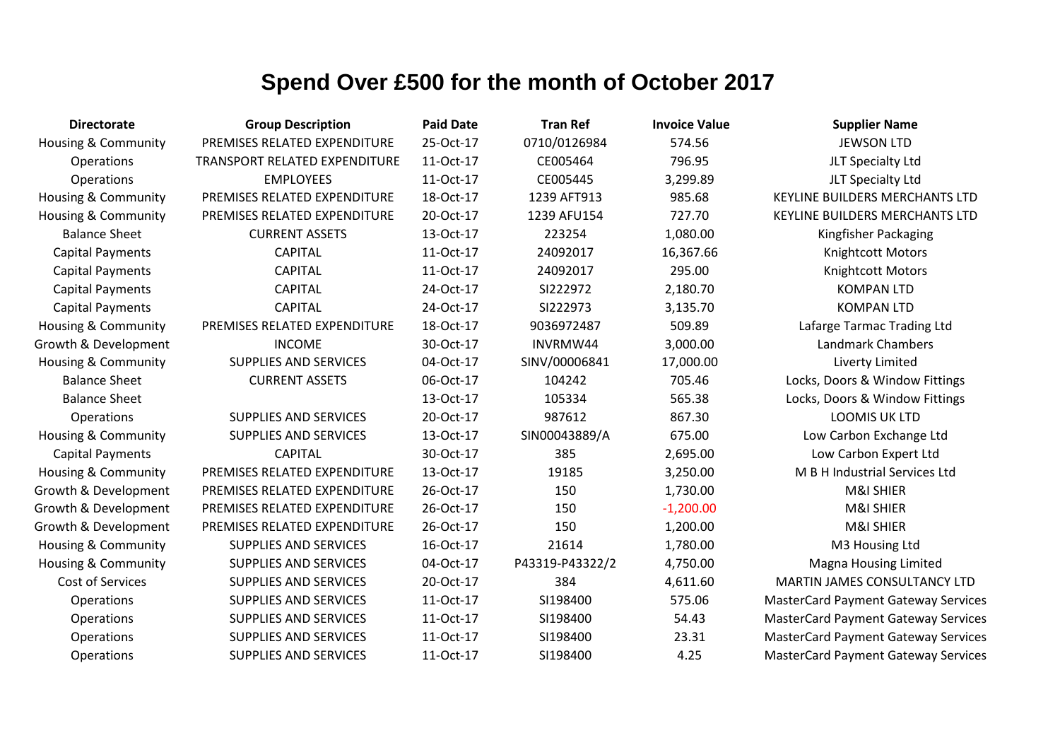# Spend Over £500 for the month of October 2017

| Directorate | Group Description | Paid Date | Tran Ref | Invoice Value | Supplier Name |
|---|---|---|---|---|---|
| Housing & Community | PREMISES RELATED EXPENDITURE | 25-Oct-17 | 0710/0126984 | 574.56 | JEWSON LTD |
| Operations | TRANSPORT RELATED EXPENDITURE | 11-Oct-17 | CE005464 | 796.95 | JLT Specialty Ltd |
| Operations | EMPLOYEES | 11-Oct-17 | CE005445 | 3,299.89 | JLT Specialty Ltd |
| Housing & Community | PREMISES RELATED EXPENDITURE | 18-Oct-17 | 1239 AFT913 | 985.68 | KEYLINE BUILDERS MERCHANTS LTD |
| Housing & Community | PREMISES RELATED EXPENDITURE | 20-Oct-17 | 1239 AFU154 | 727.70 | KEYLINE BUILDERS MERCHANTS LTD |
| Balance Sheet | CURRENT ASSETS | 13-Oct-17 | 223254 | 1,080.00 | Kingfisher Packaging |
| Capital Payments | CAPITAL | 11-Oct-17 | 24092017 | 16,367.66 | Knightcott Motors |
| Capital Payments | CAPITAL | 11-Oct-17 | 24092017 | 295.00 | Knightcott Motors |
| Capital Payments | CAPITAL | 24-Oct-17 | SI222972 | 2,180.70 | KOMPAN LTD |
| Capital Payments | CAPITAL | 24-Oct-17 | SI222973 | 3,135.70 | KOMPAN LTD |
| Housing & Community | PREMISES RELATED EXPENDITURE | 18-Oct-17 | 9036972487 | 509.89 | Lafarge Tarmac Trading Ltd |
| Growth & Development | INCOME | 30-Oct-17 | INVRMW44 | 3,000.00 | Landmark Chambers |
| Housing & Community | SUPPLIES AND SERVICES | 04-Oct-17 | SINV/00006841 | 17,000.00 | Liverty Limited |
| Balance Sheet | CURRENT ASSETS | 06-Oct-17 | 104242 | 705.46 | Locks, Doors & Window Fittings |
| Balance Sheet | | 13-Oct-17 | 105334 | 565.38 | Locks, Doors & Window Fittings |
| Operations | SUPPLIES AND SERVICES | 20-Oct-17 | 987612 | 867.30 | LOOMIS UK LTD |
| Housing & Community | SUPPLIES AND SERVICES | 13-Oct-17 | SIN00043889/A | 675.00 | Low Carbon Exchange Ltd |
| Capital Payments | CAPITAL | 30-Oct-17 | 385 | 2,695.00 | Low Carbon Expert Ltd |
| Housing & Community | PREMISES RELATED EXPENDITURE | 13-Oct-17 | 19185 | 3,250.00 | M B H Industrial Services Ltd |
| Growth & Development | PREMISES RELATED EXPENDITURE | 26-Oct-17 | 150 | 1,730.00 | M&I SHIER |
| Growth & Development | PREMISES RELATED EXPENDITURE | 26-Oct-17 | 150 | -1,200.00 | M&I SHIER |
| Growth & Development | PREMISES RELATED EXPENDITURE | 26-Oct-17 | 150 | 1,200.00 | M&I SHIER |
| Housing & Community | SUPPLIES AND SERVICES | 16-Oct-17 | 21614 | 1,780.00 | M3 Housing Ltd |
| Housing & Community | SUPPLIES AND SERVICES | 04-Oct-17 | P43319-P43322/2 | 4,750.00 | Magna Housing Limited |
| Cost of Services | SUPPLIES AND SERVICES | 20-Oct-17 | 384 | 4,611.60 | MARTIN JAMES CONSULTANCY LTD |
| Operations | SUPPLIES AND SERVICES | 11-Oct-17 | SI198400 | 575.06 | MasterCard Payment Gateway Services |
| Operations | SUPPLIES AND SERVICES | 11-Oct-17 | SI198400 | 54.43 | MasterCard Payment Gateway Services |
| Operations | SUPPLIES AND SERVICES | 11-Oct-17 | SI198400 | 23.31 | MasterCard Payment Gateway Services |
| Operations | SUPPLIES AND SERVICES | 11-Oct-17 | SI198400 | 4.25 | MasterCard Payment Gateway Services |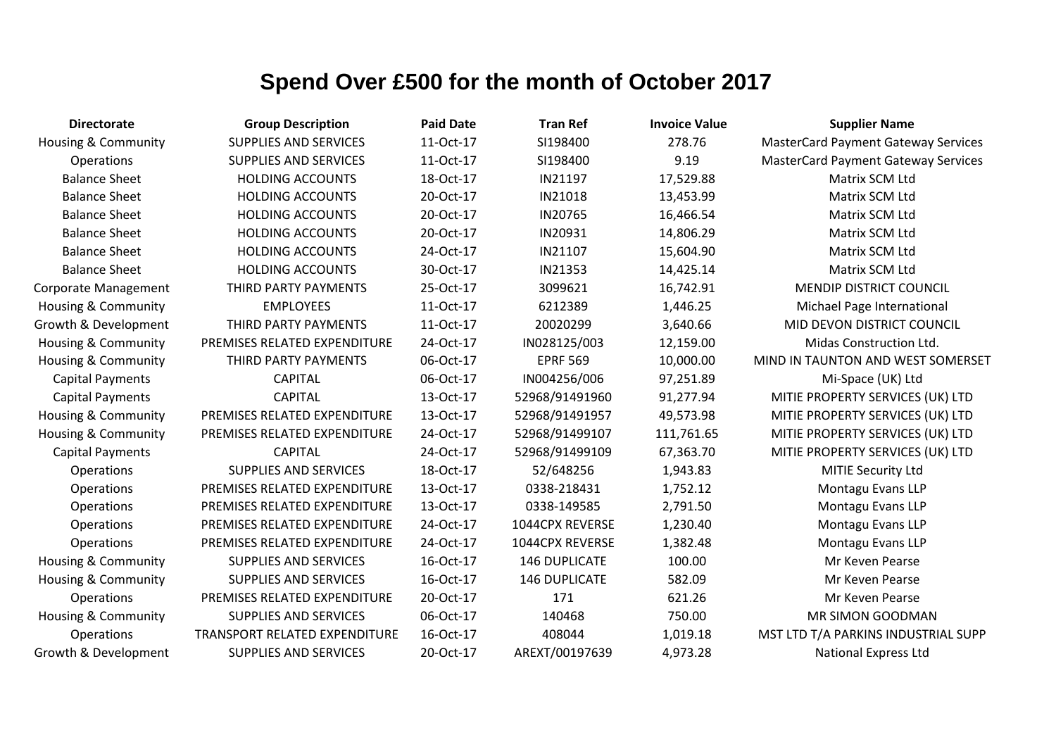# Spend Over £500 for the month of October 2017

| Directorate | Group Description | Paid Date | Tran Ref | Invoice Value | Supplier Name |
|---|---|---|---|---|---|
| Housing & Community | SUPPLIES AND SERVICES | 11-Oct-17 | SI198400 | 278.76 | MasterCard Payment Gateway Services |
| Operations | SUPPLIES AND SERVICES | 11-Oct-17 | SI198400 | 9.19 | MasterCard Payment Gateway Services |
| Balance Sheet | HOLDING ACCOUNTS | 18-Oct-17 | IN21197 | 17,529.88 | Matrix SCM Ltd |
| Balance Sheet | HOLDING ACCOUNTS | 20-Oct-17 | IN21018 | 13,453.99 | Matrix SCM Ltd |
| Balance Sheet | HOLDING ACCOUNTS | 20-Oct-17 | IN20765 | 16,466.54 | Matrix SCM Ltd |
| Balance Sheet | HOLDING ACCOUNTS | 20-Oct-17 | IN20931 | 14,806.29 | Matrix SCM Ltd |
| Balance Sheet | HOLDING ACCOUNTS | 24-Oct-17 | IN21107 | 15,604.90 | Matrix SCM Ltd |
| Balance Sheet | HOLDING ACCOUNTS | 30-Oct-17 | IN21353 | 14,425.14 | Matrix SCM Ltd |
| Corporate Management | THIRD PARTY PAYMENTS | 25-Oct-17 | 3099621 | 16,742.91 | MENDIP DISTRICT COUNCIL |
| Housing & Community | EMPLOYEES | 11-Oct-17 | 6212389 | 1,446.25 | Michael Page International |
| Growth & Development | THIRD PARTY PAYMENTS | 11-Oct-17 | 20020299 | 3,640.66 | MID DEVON DISTRICT COUNCIL |
| Housing & Community | PREMISES RELATED EXPENDITURE | 24-Oct-17 | IN028125/003 | 12,159.00 | Midas Construction Ltd. |
| Housing & Community | THIRD PARTY PAYMENTS | 06-Oct-17 | EPRF 569 | 10,000.00 | MIND IN TAUNTON AND WEST SOMERSET |
| Capital Payments | CAPITAL | 06-Oct-17 | IN004256/006 | 97,251.89 | Mi-Space (UK) Ltd |
| Capital Payments | CAPITAL | 13-Oct-17 | 52968/91491960 | 91,277.94 | MITIE PROPERTY SERVICES (UK) LTD |
| Housing & Community | PREMISES RELATED EXPENDITURE | 13-Oct-17 | 52968/91491957 | 49,573.98 | MITIE PROPERTY SERVICES (UK) LTD |
| Housing & Community | PREMISES RELATED EXPENDITURE | 24-Oct-17 | 52968/91499107 | 111,761.65 | MITIE PROPERTY SERVICES (UK) LTD |
| Capital Payments | CAPITAL | 24-Oct-17 | 52968/91499109 | 67,363.70 | MITIE PROPERTY SERVICES (UK) LTD |
| Operations | SUPPLIES AND SERVICES | 18-Oct-17 | 52/648256 | 1,943.83 | MITIE Security Ltd |
| Operations | PREMISES RELATED EXPENDITURE | 13-Oct-17 | 0338-218431 | 1,752.12 | Montagu Evans LLP |
| Operations | PREMISES RELATED EXPENDITURE | 13-Oct-17 | 0338-149585 | 2,791.50 | Montagu Evans LLP |
| Operations | PREMISES RELATED EXPENDITURE | 24-Oct-17 | 1044CPX REVERSE | 1,230.40 | Montagu Evans LLP |
| Operations | PREMISES RELATED EXPENDITURE | 24-Oct-17 | 1044CPX REVERSE | 1,382.48 | Montagu Evans LLP |
| Housing & Community | SUPPLIES AND SERVICES | 16-Oct-17 | 146 DUPLICATE | 100.00 | Mr Keven Pearse |
| Housing & Community | SUPPLIES AND SERVICES | 16-Oct-17 | 146 DUPLICATE | 582.09 | Mr Keven Pearse |
| Operations | PREMISES RELATED EXPENDITURE | 20-Oct-17 | 171 | 621.26 | Mr Keven Pearse |
| Housing & Community | SUPPLIES AND SERVICES | 06-Oct-17 | 140468 | 750.00 | MR SIMON GOODMAN |
| Operations | TRANSPORT RELATED EXPENDITURE | 16-Oct-17 | 408044 | 1,019.18 | MST LTD T/A PARKINS INDUSTRIAL SUPP |
| Growth & Development | SUPPLIES AND SERVICES | 20-Oct-17 | AREXT/00197639 | 4,973.28 | National Express Ltd |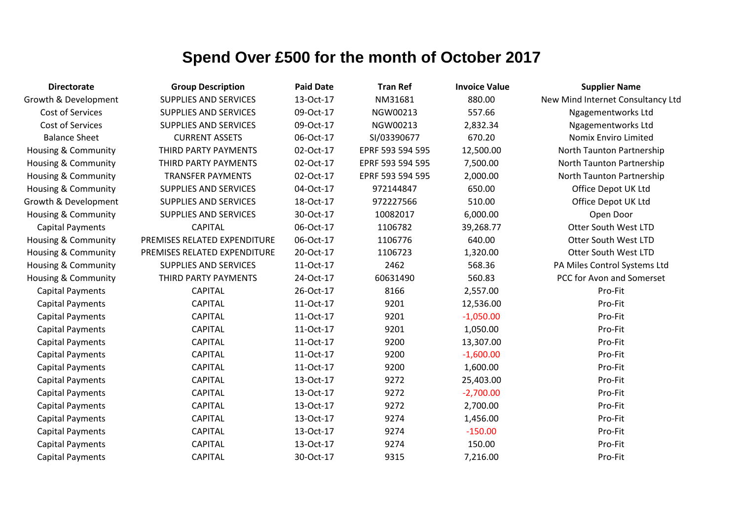# Spend Over £500 for the month of October 2017

| Directorate | Group Description | Paid Date | Tran Ref | Invoice Value | Supplier Name |
|---|---|---|---|---|---|
| Growth & Development | SUPPLIES AND SERVICES | 13-Oct-17 | NM31681 | 880.00 | New Mind Internet Consultancy Ltd |
| Cost of Services | SUPPLIES AND SERVICES | 09-Oct-17 | NGW00213 | 557.66 | Ngagementworks Ltd |
| Cost of Services | SUPPLIES AND SERVICES | 09-Oct-17 | NGW00213 | 2,832.34 | Ngagementworks Ltd |
| Balance Sheet | CURRENT ASSETS | 06-Oct-17 | SI/03390677 | 670.20 | Nomix Enviro Limited |
| Housing & Community | THIRD PARTY PAYMENTS | 02-Oct-17 | EPRF 593 594 595 | 12,500.00 | North Taunton Partnership |
| Housing & Community | THIRD PARTY PAYMENTS | 02-Oct-17 | EPRF 593 594 595 | 7,500.00 | North Taunton Partnership |
| Housing & Community | TRANSFER PAYMENTS | 02-Oct-17 | EPRF 593 594 595 | 2,000.00 | North Taunton Partnership |
| Housing & Community | SUPPLIES AND SERVICES | 04-Oct-17 | 972144847 | 650.00 | Office Depot UK Ltd |
| Growth & Development | SUPPLIES AND SERVICES | 18-Oct-17 | 972227566 | 510.00 | Office Depot UK Ltd |
| Housing & Community | SUPPLIES AND SERVICES | 30-Oct-17 | 10082017 | 6,000.00 | Open Door |
| Capital Payments | CAPITAL | 06-Oct-17 | 1106782 | 39,268.77 | Otter South West LTD |
| Housing & Community | PREMISES RELATED EXPENDITURE | 06-Oct-17 | 1106776 | 640.00 | Otter South West LTD |
| Housing & Community | PREMISES RELATED EXPENDITURE | 20-Oct-17 | 1106723 | 1,320.00 | Otter South West LTD |
| Housing & Community | SUPPLIES AND SERVICES | 11-Oct-17 | 2462 | 568.36 | PA Miles Control Systems Ltd |
| Housing & Community | THIRD PARTY PAYMENTS | 24-Oct-17 | 60631490 | 560.83 | PCC for Avon and Somerset |
| Capital Payments | CAPITAL | 26-Oct-17 | 8166 | 2,557.00 | Pro-Fit |
| Capital Payments | CAPITAL | 11-Oct-17 | 9201 | 12,536.00 | Pro-Fit |
| Capital Payments | CAPITAL | 11-Oct-17 | 9201 | -1,050.00 | Pro-Fit |
| Capital Payments | CAPITAL | 11-Oct-17 | 9201 | 1,050.00 | Pro-Fit |
| Capital Payments | CAPITAL | 11-Oct-17 | 9200 | 13,307.00 | Pro-Fit |
| Capital Payments | CAPITAL | 11-Oct-17 | 9200 | -1,600.00 | Pro-Fit |
| Capital Payments | CAPITAL | 11-Oct-17 | 9200 | 1,600.00 | Pro-Fit |
| Capital Payments | CAPITAL | 13-Oct-17 | 9272 | 25,403.00 | Pro-Fit |
| Capital Payments | CAPITAL | 13-Oct-17 | 9272 | -2,700.00 | Pro-Fit |
| Capital Payments | CAPITAL | 13-Oct-17 | 9272 | 2,700.00 | Pro-Fit |
| Capital Payments | CAPITAL | 13-Oct-17 | 9274 | 1,456.00 | Pro-Fit |
| Capital Payments | CAPITAL | 13-Oct-17 | 9274 | -150.00 | Pro-Fit |
| Capital Payments | CAPITAL | 13-Oct-17 | 9274 | 150.00 | Pro-Fit |
| Capital Payments | CAPITAL | 30-Oct-17 | 9315 | 7,216.00 | Pro-Fit |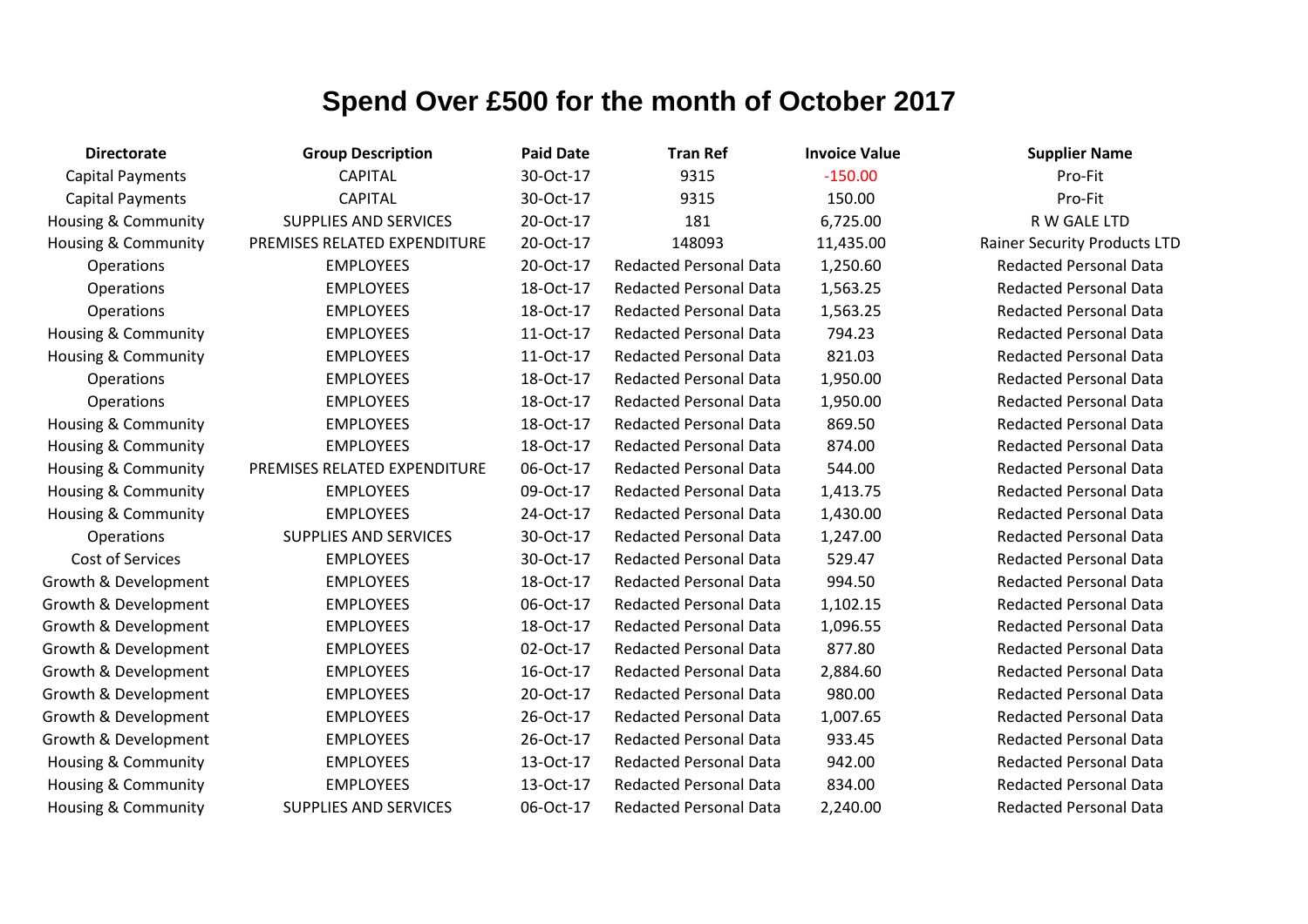# Spend Over £500 for the month of October 2017

| Directorate | Group Description | Paid Date | Tran Ref | Invoice Value | Supplier Name |
|---|---|---|---|---|---|
| Capital Payments | CAPITAL | 30-Oct-17 | 9315 | -150.00 | Pro-Fit |
| Capital Payments | CAPITAL | 30-Oct-17 | 9315 | 150.00 | Pro-Fit |
| Housing & Community | SUPPLIES AND SERVICES | 20-Oct-17 | 181 | 6,725.00 | R W GALE LTD |
| Housing & Community | PREMISES RELATED EXPENDITURE | 20-Oct-17 | 148093 | 11,435.00 | Rainer Security Products LTD |
| Operations | EMPLOYEES | 20-Oct-17 | Redacted Personal Data | 1,250.60 | Redacted Personal Data |
| Operations | EMPLOYEES | 18-Oct-17 | Redacted Personal Data | 1,563.25 | Redacted Personal Data |
| Operations | EMPLOYEES | 18-Oct-17 | Redacted Personal Data | 1,563.25 | Redacted Personal Data |
| Housing & Community | EMPLOYEES | 11-Oct-17 | Redacted Personal Data | 794.23 | Redacted Personal Data |
| Housing & Community | EMPLOYEES | 11-Oct-17 | Redacted Personal Data | 821.03 | Redacted Personal Data |
| Operations | EMPLOYEES | 18-Oct-17 | Redacted Personal Data | 1,950.00 | Redacted Personal Data |
| Operations | EMPLOYEES | 18-Oct-17 | Redacted Personal Data | 1,950.00 | Redacted Personal Data |
| Housing & Community | EMPLOYEES | 18-Oct-17 | Redacted Personal Data | 869.50 | Redacted Personal Data |
| Housing & Community | EMPLOYEES | 18-Oct-17 | Redacted Personal Data | 874.00 | Redacted Personal Data |
| Housing & Community | PREMISES RELATED EXPENDITURE | 06-Oct-17 | Redacted Personal Data | 544.00 | Redacted Personal Data |
| Housing & Community | EMPLOYEES | 09-Oct-17 | Redacted Personal Data | 1,413.75 | Redacted Personal Data |
| Housing & Community | EMPLOYEES | 24-Oct-17 | Redacted Personal Data | 1,430.00 | Redacted Personal Data |
| Operations | SUPPLIES AND SERVICES | 30-Oct-17 | Redacted Personal Data | 1,247.00 | Redacted Personal Data |
| Cost of Services | EMPLOYEES | 30-Oct-17 | Redacted Personal Data | 529.47 | Redacted Personal Data |
| Growth & Development | EMPLOYEES | 18-Oct-17 | Redacted Personal Data | 994.50 | Redacted Personal Data |
| Growth & Development | EMPLOYEES | 06-Oct-17 | Redacted Personal Data | 1,102.15 | Redacted Personal Data |
| Growth & Development | EMPLOYEES | 18-Oct-17 | Redacted Personal Data | 1,096.55 | Redacted Personal Data |
| Growth & Development | EMPLOYEES | 02-Oct-17 | Redacted Personal Data | 877.80 | Redacted Personal Data |
| Growth & Development | EMPLOYEES | 16-Oct-17 | Redacted Personal Data | 2,884.60 | Redacted Personal Data |
| Growth & Development | EMPLOYEES | 20-Oct-17 | Redacted Personal Data | 980.00 | Redacted Personal Data |
| Growth & Development | EMPLOYEES | 26-Oct-17 | Redacted Personal Data | 1,007.65 | Redacted Personal Data |
| Growth & Development | EMPLOYEES | 26-Oct-17 | Redacted Personal Data | 933.45 | Redacted Personal Data |
| Housing & Community | EMPLOYEES | 13-Oct-17 | Redacted Personal Data | 942.00 | Redacted Personal Data |
| Housing & Community | EMPLOYEES | 13-Oct-17 | Redacted Personal Data | 834.00 | Redacted Personal Data |
| Housing & Community | SUPPLIES AND SERVICES | 06-Oct-17 | Redacted Personal Data | 2,240.00 | Redacted Personal Data |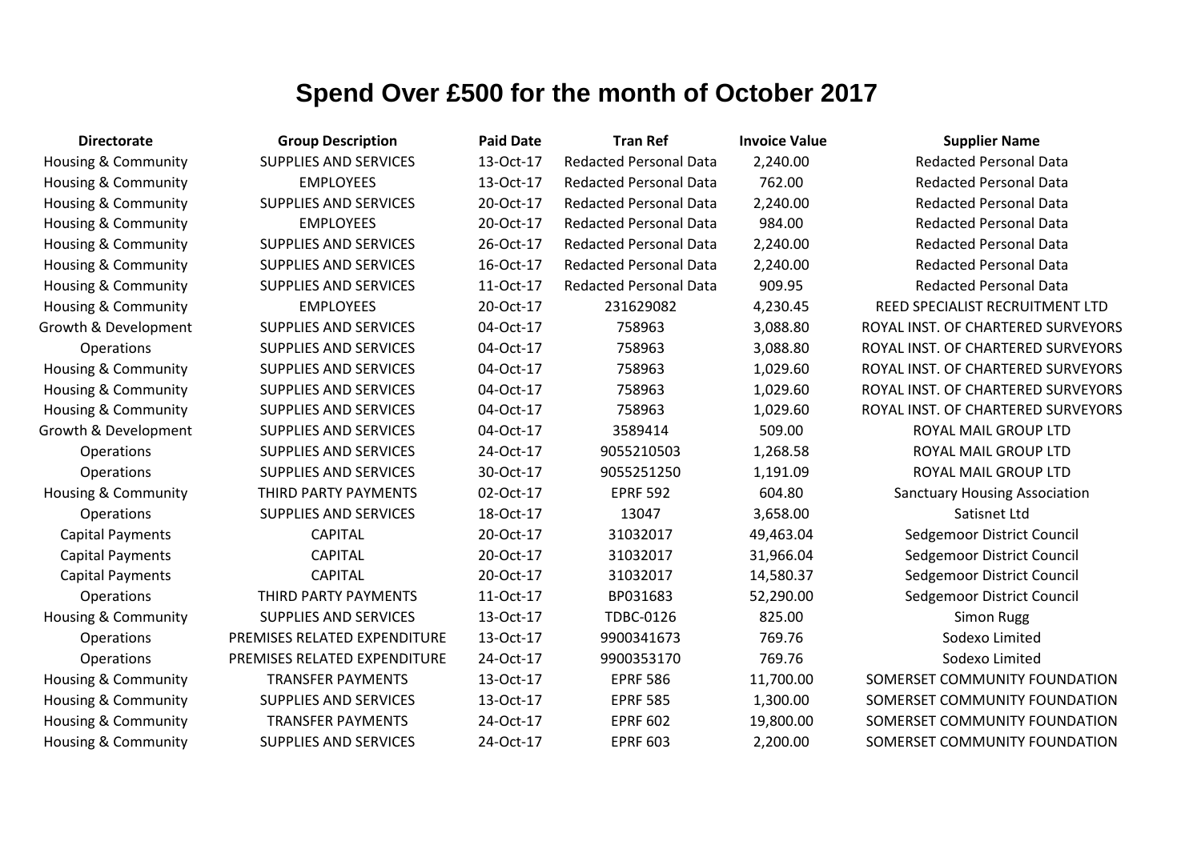# Spend Over £500 for the month of October 2017

| Directorate | Group Description | Paid Date | Tran Ref | Invoice Value | Supplier Name |
|---|---|---|---|---|---|
| Housing & Community | SUPPLIES AND SERVICES | 13-Oct-17 | Redacted Personal Data | 2,240.00 | Redacted Personal Data |
| Housing & Community | EMPLOYEES | 13-Oct-17 | Redacted Personal Data | 762.00 | Redacted Personal Data |
| Housing & Community | SUPPLIES AND SERVICES | 20-Oct-17 | Redacted Personal Data | 2,240.00 | Redacted Personal Data |
| Housing & Community | EMPLOYEES | 20-Oct-17 | Redacted Personal Data | 984.00 | Redacted Personal Data |
| Housing & Community | SUPPLIES AND SERVICES | 26-Oct-17 | Redacted Personal Data | 2,240.00 | Redacted Personal Data |
| Housing & Community | SUPPLIES AND SERVICES | 16-Oct-17 | Redacted Personal Data | 2,240.00 | Redacted Personal Data |
| Housing & Community | SUPPLIES AND SERVICES | 11-Oct-17 | Redacted Personal Data | 909.95 | Redacted Personal Data |
| Housing & Community | EMPLOYEES | 20-Oct-17 | 231629082 | 4,230.45 | REED SPECIALIST RECRUITMENT LTD |
| Growth & Development | SUPPLIES AND SERVICES | 04-Oct-17 | 758963 | 3,088.80 | ROYAL INST. OF CHARTERED SURVEYORS |
| Operations | SUPPLIES AND SERVICES | 04-Oct-17 | 758963 | 3,088.80 | ROYAL INST. OF CHARTERED SURVEYORS |
| Housing & Community | SUPPLIES AND SERVICES | 04-Oct-17 | 758963 | 1,029.60 | ROYAL INST. OF CHARTERED SURVEYORS |
| Housing & Community | SUPPLIES AND SERVICES | 04-Oct-17 | 758963 | 1,029.60 | ROYAL INST. OF CHARTERED SURVEYORS |
| Housing & Community | SUPPLIES AND SERVICES | 04-Oct-17 | 758963 | 1,029.60 | ROYAL INST. OF CHARTERED SURVEYORS |
| Growth & Development | SUPPLIES AND SERVICES | 04-Oct-17 | 3589414 | 509.00 | ROYAL MAIL GROUP LTD |
| Operations | SUPPLIES AND SERVICES | 24-Oct-17 | 9055210503 | 1,268.58 | ROYAL MAIL GROUP LTD |
| Operations | SUPPLIES AND SERVICES | 30-Oct-17 | 9055251250 | 1,191.09 | ROYAL MAIL GROUP LTD |
| Housing & Community | THIRD PARTY PAYMENTS | 02-Oct-17 | EPRF 592 | 604.80 | Sanctuary Housing Association |
| Operations | SUPPLIES AND SERVICES | 18-Oct-17 | 13047 | 3,658.00 | Satisnet Ltd |
| Capital Payments | CAPITAL | 20-Oct-17 | 31032017 | 49,463.04 | Sedgemoor District Council |
| Capital Payments | CAPITAL | 20-Oct-17 | 31032017 | 31,966.04 | Sedgemoor District Council |
| Capital Payments | CAPITAL | 20-Oct-17 | 31032017 | 14,580.37 | Sedgemoor District Council |
| Operations | THIRD PARTY PAYMENTS | 11-Oct-17 | BP031683 | 52,290.00 | Sedgemoor District Council |
| Housing & Community | SUPPLIES AND SERVICES | 13-Oct-17 | TDBC-0126 | 825.00 | Simon Rugg |
| Operations | PREMISES RELATED EXPENDITURE | 13-Oct-17 | 9900341673 | 769.76 | Sodexo Limited |
| Operations | PREMISES RELATED EXPENDITURE | 24-Oct-17 | 9900353170 | 769.76 | Sodexo Limited |
| Housing & Community | TRANSFER PAYMENTS | 13-Oct-17 | EPRF 586 | 11,700.00 | SOMERSET COMMUNITY FOUNDATION |
| Housing & Community | SUPPLIES AND SERVICES | 13-Oct-17 | EPRF 585 | 1,300.00 | SOMERSET COMMUNITY FOUNDATION |
| Housing & Community | TRANSFER PAYMENTS | 24-Oct-17 | EPRF 602 | 19,800.00 | SOMERSET COMMUNITY FOUNDATION |
| Housing & Community | SUPPLIES AND SERVICES | 24-Oct-17 | EPRF 603 | 2,200.00 | SOMERSET COMMUNITY FOUNDATION |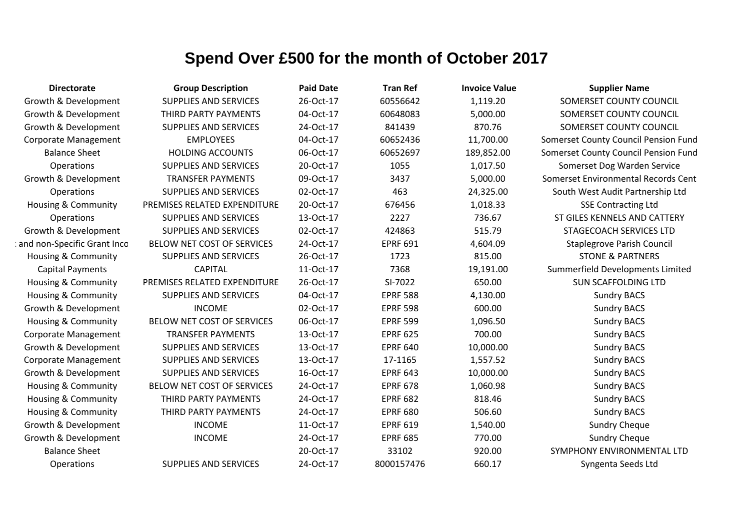# Spend Over £500 for the month of October 2017

| Directorate | Group Description | Paid Date | Tran Ref | Invoice Value | Supplier Name |
|---|---|---|---|---|---|
| Growth & Development | SUPPLIES AND SERVICES | 26-Oct-17 | 60556642 | 1,119.20 | SOMERSET COUNTY COUNCIL |
| Growth & Development | THIRD PARTY PAYMENTS | 04-Oct-17 | 60648083 | 5,000.00 | SOMERSET COUNTY COUNCIL |
| Growth & Development | SUPPLIES AND SERVICES | 24-Oct-17 | 841439 | 870.76 | SOMERSET COUNTY COUNCIL |
| Corporate Management | EMPLOYEES | 04-Oct-17 | 60652436 | 11,700.00 | Somerset County Council Pension Fund |
| Balance Sheet | HOLDING ACCOUNTS | 06-Oct-17 | 60652697 | 189,852.00 | Somerset County Council Pension Fund |
| Operations | SUPPLIES AND SERVICES | 20-Oct-17 | 1055 | 1,017.50 | Somerset Dog Warden Service |
| Growth & Development | TRANSFER PAYMENTS | 09-Oct-17 | 3437 | 5,000.00 | Somerset Environmental Records Cent |
| Operations | SUPPLIES AND SERVICES | 02-Oct-17 | 463 | 24,325.00 | South West Audit Partnership Ltd |
| Housing & Community | PREMISES RELATED EXPENDITURE | 20-Oct-17 | 676456 | 1,018.33 | SSE Contracting Ltd |
| Operations | SUPPLIES AND SERVICES | 13-Oct-17 | 2227 | 736.67 | ST GILES KENNELS AND CATTERY |
| Growth & Development | SUPPLIES AND SERVICES | 02-Oct-17 | 424863 | 515.79 | STAGECOACH SERVICES LTD |
| : and non-Specific Grant Inco | BELOW NET COST OF SERVICES | 24-Oct-17 | EPRF 691 | 4,604.09 | Staplegrove Parish Council |
| Housing & Community | SUPPLIES AND SERVICES | 26-Oct-17 | 1723 | 815.00 | STONE & PARTNERS |
| Capital Payments | CAPITAL | 11-Oct-17 | 7368 | 19,191.00 | Summerfield Developments Limited |
| Housing & Community | PREMISES RELATED EXPENDITURE | 26-Oct-17 | SI-7022 | 650.00 | SUN SCAFFOLDING LTD |
| Housing & Community | SUPPLIES AND SERVICES | 04-Oct-17 | EPRF 588 | 4,130.00 | Sundry BACS |
| Growth & Development | INCOME | 02-Oct-17 | EPRF 598 | 600.00 | Sundry BACS |
| Housing & Community | BELOW NET COST OF SERVICES | 06-Oct-17 | EPRF 599 | 1,096.50 | Sundry BACS |
| Corporate Management | TRANSFER PAYMENTS | 13-Oct-17 | EPRF 625 | 700.00 | Sundry BACS |
| Growth & Development | SUPPLIES AND SERVICES | 13-Oct-17 | EPRF 640 | 10,000.00 | Sundry BACS |
| Corporate Management | SUPPLIES AND SERVICES | 13-Oct-17 | 17-1165 | 1,557.52 | Sundry BACS |
| Growth & Development | SUPPLIES AND SERVICES | 16-Oct-17 | EPRF 643 | 10,000.00 | Sundry BACS |
| Housing & Community | BELOW NET COST OF SERVICES | 24-Oct-17 | EPRF 678 | 1,060.98 | Sundry BACS |
| Housing & Community | THIRD PARTY PAYMENTS | 24-Oct-17 | EPRF 682 | 818.46 | Sundry BACS |
| Housing & Community | THIRD PARTY PAYMENTS | 24-Oct-17 | EPRF 680 | 506.60 | Sundry BACS |
| Growth & Development | INCOME | 11-Oct-17 | EPRF 619 | 1,540.00 | Sundry Cheque |
| Growth & Development | INCOME | 24-Oct-17 | EPRF 685 | 770.00 | Sundry Cheque |
| Balance Sheet | | 20-Oct-17 | 33102 | 920.00 | SYMPHONY ENVIRONMENTAL LTD |
| Operations | SUPPLIES AND SERVICES | 24-Oct-17 | 8000157476 | 660.17 | Syngenta Seeds Ltd |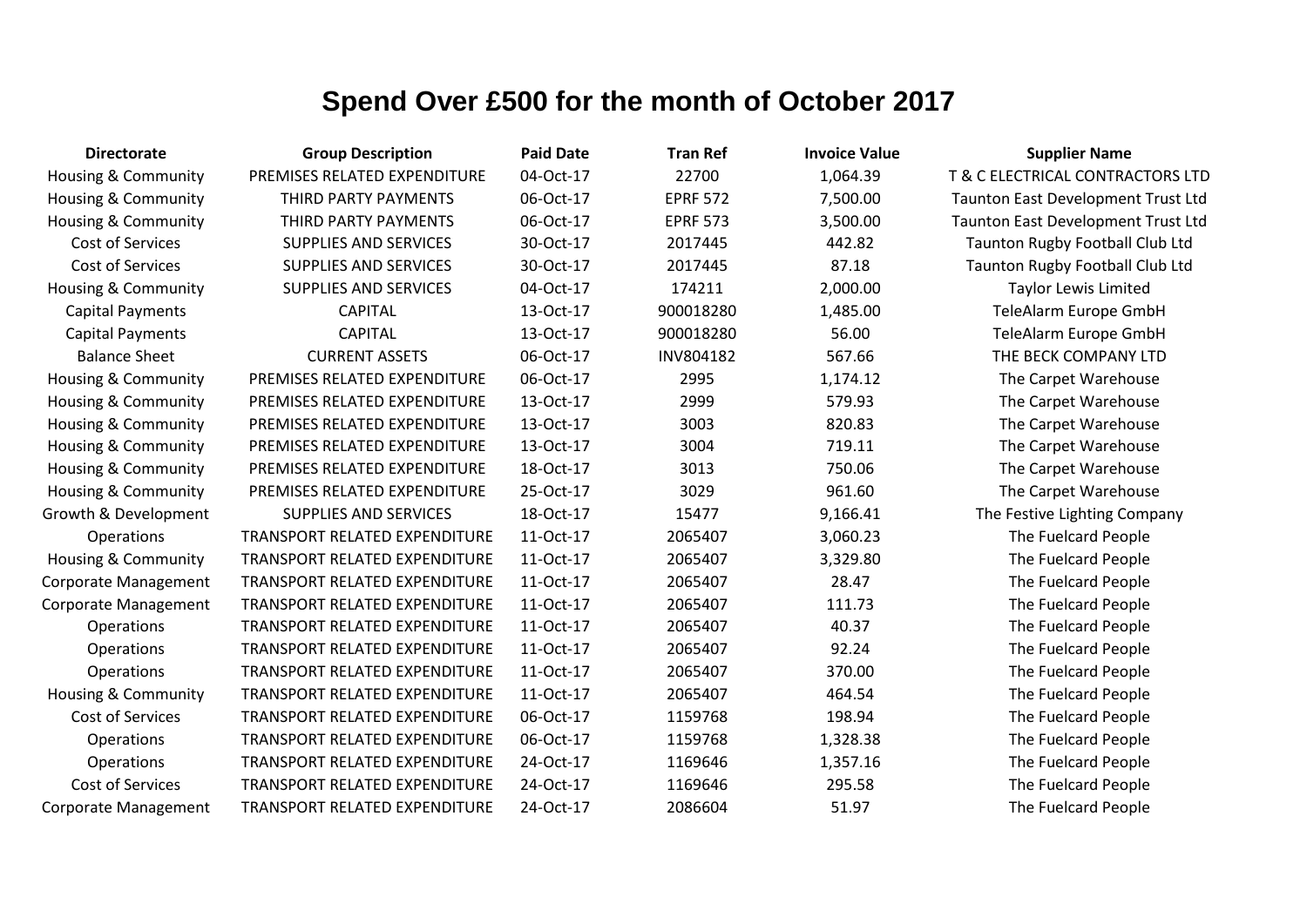# Spend Over £500 for the month of October 2017

| Directorate | Group Description | Paid Date | Tran Ref | Invoice Value | Supplier Name |
|---|---|---|---|---|---|
| Housing & Community | PREMISES RELATED EXPENDITURE | 04-Oct-17 | 22700 | 1,064.39 | T & C ELECTRICAL CONTRACTORS LTD |
| Housing & Community | THIRD PARTY PAYMENTS | 06-Oct-17 | EPRF 572 | 7,500.00 | Taunton East Development Trust Ltd |
| Housing & Community | THIRD PARTY PAYMENTS | 06-Oct-17 | EPRF 573 | 3,500.00 | Taunton East Development Trust Ltd |
| Cost of Services | SUPPLIES AND SERVICES | 30-Oct-17 | 2017445 | 442.82 | Taunton Rugby Football Club Ltd |
| Cost of Services | SUPPLIES AND SERVICES | 30-Oct-17 | 2017445 | 87.18 | Taunton Rugby Football Club Ltd |
| Housing & Community | SUPPLIES AND SERVICES | 04-Oct-17 | 174211 | 2,000.00 | Taylor Lewis Limited |
| Capital Payments | CAPITAL | 13-Oct-17 | 900018280 | 1,485.00 | TeleAlarm Europe GmbH |
| Capital Payments | CAPITAL | 13-Oct-17 | 900018280 | 56.00 | TeleAlarm Europe GmbH |
| Balance Sheet | CURRENT ASSETS | 06-Oct-17 | INV804182 | 567.66 | THE BECK COMPANY LTD |
| Housing & Community | PREMISES RELATED EXPENDITURE | 06-Oct-17 | 2995 | 1,174.12 | The Carpet Warehouse |
| Housing & Community | PREMISES RELATED EXPENDITURE | 13-Oct-17 | 2999 | 579.93 | The Carpet Warehouse |
| Housing & Community | PREMISES RELATED EXPENDITURE | 13-Oct-17 | 3003 | 820.83 | The Carpet Warehouse |
| Housing & Community | PREMISES RELATED EXPENDITURE | 13-Oct-17 | 3004 | 719.11 | The Carpet Warehouse |
| Housing & Community | PREMISES RELATED EXPENDITURE | 18-Oct-17 | 3013 | 750.06 | The Carpet Warehouse |
| Housing & Community | PREMISES RELATED EXPENDITURE | 25-Oct-17 | 3029 | 961.60 | The Carpet Warehouse |
| Growth & Development | SUPPLIES AND SERVICES | 18-Oct-17 | 15477 | 9,166.41 | The Festive Lighting Company |
| Operations | TRANSPORT RELATED EXPENDITURE | 11-Oct-17 | 2065407 | 3,060.23 | The Fuelcard People |
| Housing & Community | TRANSPORT RELATED EXPENDITURE | 11-Oct-17 | 2065407 | 3,329.80 | The Fuelcard People |
| Corporate Management | TRANSPORT RELATED EXPENDITURE | 11-Oct-17 | 2065407 | 28.47 | The Fuelcard People |
| Corporate Management | TRANSPORT RELATED EXPENDITURE | 11-Oct-17 | 2065407 | 111.73 | The Fuelcard People |
| Operations | TRANSPORT RELATED EXPENDITURE | 11-Oct-17 | 2065407 | 40.37 | The Fuelcard People |
| Operations | TRANSPORT RELATED EXPENDITURE | 11-Oct-17 | 2065407 | 92.24 | The Fuelcard People |
| Operations | TRANSPORT RELATED EXPENDITURE | 11-Oct-17 | 2065407 | 370.00 | The Fuelcard People |
| Housing & Community | TRANSPORT RELATED EXPENDITURE | 11-Oct-17 | 2065407 | 464.54 | The Fuelcard People |
| Cost of Services | TRANSPORT RELATED EXPENDITURE | 06-Oct-17 | 1159768 | 198.94 | The Fuelcard People |
| Operations | TRANSPORT RELATED EXPENDITURE | 06-Oct-17 | 1159768 | 1,328.38 | The Fuelcard People |
| Operations | TRANSPORT RELATED EXPENDITURE | 24-Oct-17 | 1169646 | 1,357.16 | The Fuelcard People |
| Cost of Services | TRANSPORT RELATED EXPENDITURE | 24-Oct-17 | 1169646 | 295.58 | The Fuelcard People |
| Corporate Management | TRANSPORT RELATED EXPENDITURE | 24-Oct-17 | 2086604 | 51.97 | The Fuelcard People |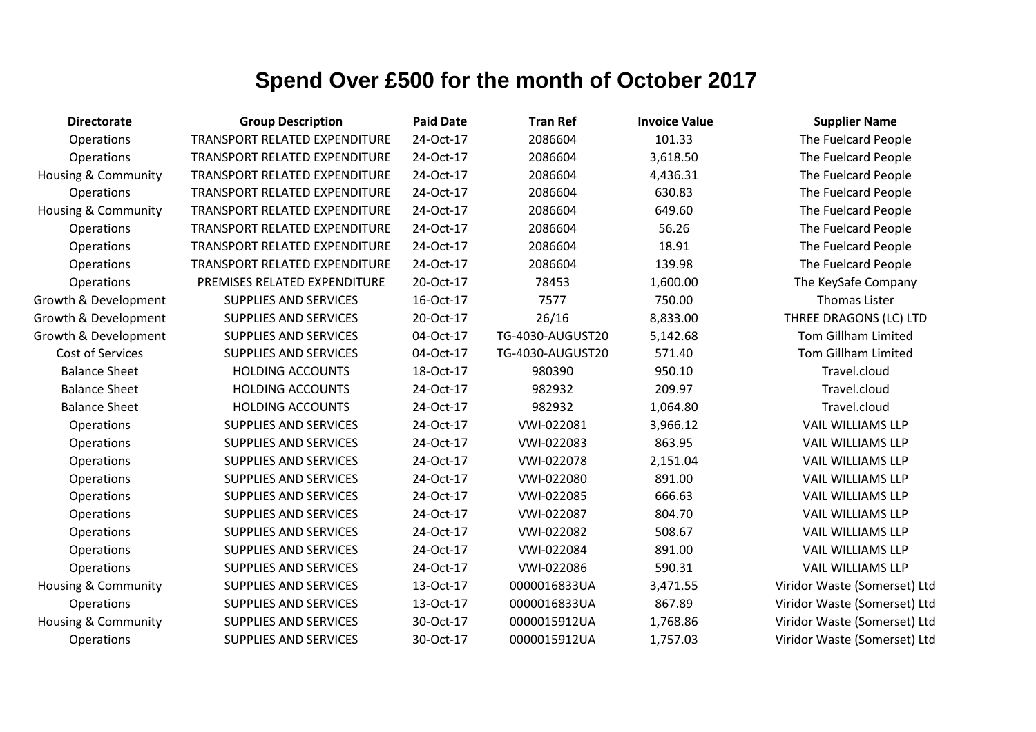# Spend Over £500 for the month of October 2017

| Directorate | Group Description | Paid Date | Tran Ref | Invoice Value | Supplier Name |
|---|---|---|---|---|---|
| Operations | TRANSPORT RELATED EXPENDITURE | 24-Oct-17 | 2086604 | 101.33 | The Fuelcard People |
| Operations | TRANSPORT RELATED EXPENDITURE | 24-Oct-17 | 2086604 | 3,618.50 | The Fuelcard People |
| Housing & Community | TRANSPORT RELATED EXPENDITURE | 24-Oct-17 | 2086604 | 4,436.31 | The Fuelcard People |
| Operations | TRANSPORT RELATED EXPENDITURE | 24-Oct-17 | 2086604 | 630.83 | The Fuelcard People |
| Housing & Community | TRANSPORT RELATED EXPENDITURE | 24-Oct-17 | 2086604 | 649.60 | The Fuelcard People |
| Operations | TRANSPORT RELATED EXPENDITURE | 24-Oct-17 | 2086604 | 56.26 | The Fuelcard People |
| Operations | TRANSPORT RELATED EXPENDITURE | 24-Oct-17 | 2086604 | 18.91 | The Fuelcard People |
| Operations | TRANSPORT RELATED EXPENDITURE | 24-Oct-17 | 2086604 | 139.98 | The Fuelcard People |
| Operations | PREMISES RELATED EXPENDITURE | 20-Oct-17 | 78453 | 1,600.00 | The KeySafe Company |
| Growth & Development | SUPPLIES AND SERVICES | 16-Oct-17 | 7577 | 750.00 | Thomas Lister |
| Growth & Development | SUPPLIES AND SERVICES | 20-Oct-17 | 26/16 | 8,833.00 | THREE DRAGONS (LC) LTD |
| Growth & Development | SUPPLIES AND SERVICES | 04-Oct-17 | TG-4030-AUGUST20 | 5,142.68 | Tom Gillham Limited |
| Cost of Services | SUPPLIES AND SERVICES | 04-Oct-17 | TG-4030-AUGUST20 | 571.40 | Tom Gillham Limited |
| Balance Sheet | HOLDING ACCOUNTS | 18-Oct-17 | 980390 | 950.10 | Travel.cloud |
| Balance Sheet | HOLDING ACCOUNTS | 24-Oct-17 | 982932 | 209.97 | Travel.cloud |
| Balance Sheet | HOLDING ACCOUNTS | 24-Oct-17 | 982932 | 1,064.80 | Travel.cloud |
| Operations | SUPPLIES AND SERVICES | 24-Oct-17 | VWI-022081 | 3,966.12 | VAIL WILLIAMS LLP |
| Operations | SUPPLIES AND SERVICES | 24-Oct-17 | VWI-022083 | 863.95 | VAIL WILLIAMS LLP |
| Operations | SUPPLIES AND SERVICES | 24-Oct-17 | VWI-022078 | 2,151.04 | VAIL WILLIAMS LLP |
| Operations | SUPPLIES AND SERVICES | 24-Oct-17 | VWI-022080 | 891.00 | VAIL WILLIAMS LLP |
| Operations | SUPPLIES AND SERVICES | 24-Oct-17 | VWI-022085 | 666.63 | VAIL WILLIAMS LLP |
| Operations | SUPPLIES AND SERVICES | 24-Oct-17 | VWI-022087 | 804.70 | VAIL WILLIAMS LLP |
| Operations | SUPPLIES AND SERVICES | 24-Oct-17 | VWI-022082 | 508.67 | VAIL WILLIAMS LLP |
| Operations | SUPPLIES AND SERVICES | 24-Oct-17 | VWI-022084 | 891.00 | VAIL WILLIAMS LLP |
| Operations | SUPPLIES AND SERVICES | 24-Oct-17 | VWI-022086 | 590.31 | VAIL WILLIAMS LLP |
| Housing & Community | SUPPLIES AND SERVICES | 13-Oct-17 | 0000016833UA | 3,471.55 | Viridor Waste (Somerset) Ltd |
| Operations | SUPPLIES AND SERVICES | 13-Oct-17 | 0000016833UA | 867.89 | Viridor Waste (Somerset) Ltd |
| Housing & Community | SUPPLIES AND SERVICES | 30-Oct-17 | 0000015912UA | 1,768.86 | Viridor Waste (Somerset) Ltd |
| Operations | SUPPLIES AND SERVICES | 30-Oct-17 | 0000015912UA | 1,757.03 | Viridor Waste (Somerset) Ltd |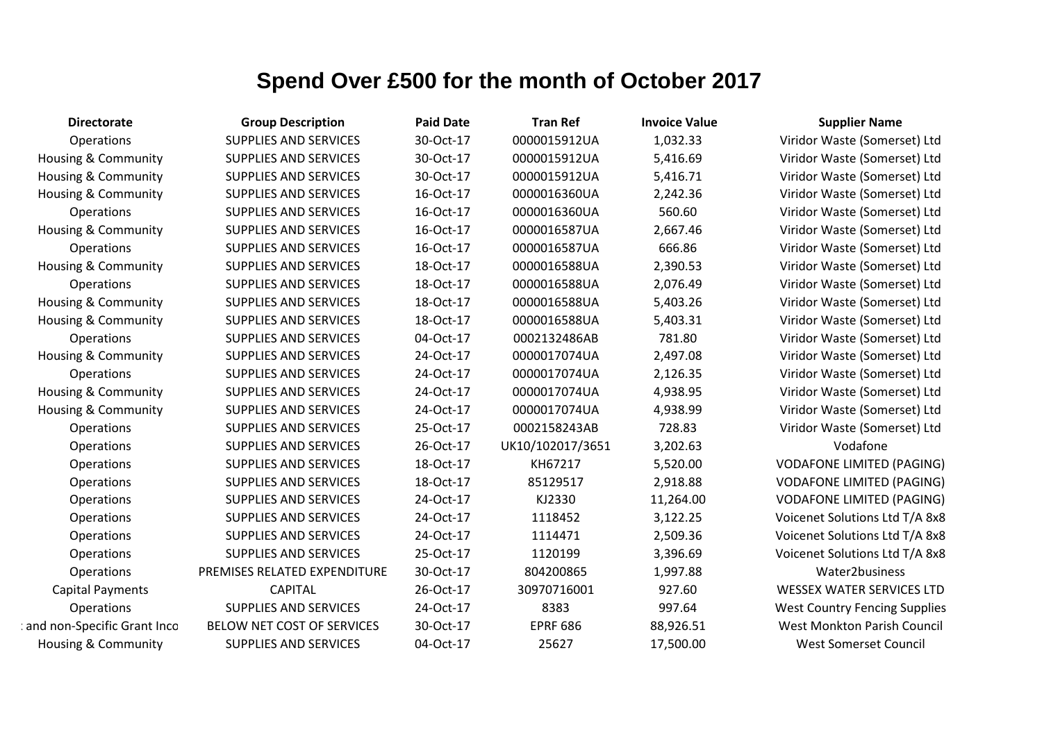# Spend Over £500 for the month of October 2017

| Directorate | Group Description | Paid Date | Tran Ref | Invoice Value | Supplier Name |
|---|---|---|---|---|---|
| Operations | SUPPLIES AND SERVICES | 30-Oct-17 | 0000015912UA | 1,032.33 | Viridor Waste (Somerset) Ltd |
| Housing & Community | SUPPLIES AND SERVICES | 30-Oct-17 | 0000015912UA | 5,416.69 | Viridor Waste (Somerset) Ltd |
| Housing & Community | SUPPLIES AND SERVICES | 30-Oct-17 | 0000015912UA | 5,416.71 | Viridor Waste (Somerset) Ltd |
| Housing & Community | SUPPLIES AND SERVICES | 16-Oct-17 | 0000016360UA | 2,242.36 | Viridor Waste (Somerset) Ltd |
| Operations | SUPPLIES AND SERVICES | 16-Oct-17 | 0000016360UA | 560.60 | Viridor Waste (Somerset) Ltd |
| Housing & Community | SUPPLIES AND SERVICES | 16-Oct-17 | 0000016587UA | 2,667.46 | Viridor Waste (Somerset) Ltd |
| Operations | SUPPLIES AND SERVICES | 16-Oct-17 | 0000016587UA | 666.86 | Viridor Waste (Somerset) Ltd |
| Housing & Community | SUPPLIES AND SERVICES | 18-Oct-17 | 0000016588UA | 2,390.53 | Viridor Waste (Somerset) Ltd |
| Operations | SUPPLIES AND SERVICES | 18-Oct-17 | 0000016588UA | 2,076.49 | Viridor Waste (Somerset) Ltd |
| Housing & Community | SUPPLIES AND SERVICES | 18-Oct-17 | 0000016588UA | 5,403.26 | Viridor Waste (Somerset) Ltd |
| Housing & Community | SUPPLIES AND SERVICES | 18-Oct-17 | 0000016588UA | 5,403.31 | Viridor Waste (Somerset) Ltd |
| Operations | SUPPLIES AND SERVICES | 04-Oct-17 | 0002132486AB | 781.80 | Viridor Waste (Somerset) Ltd |
| Housing & Community | SUPPLIES AND SERVICES | 24-Oct-17 | 0000017074UA | 2,497.08 | Viridor Waste (Somerset) Ltd |
| Operations | SUPPLIES AND SERVICES | 24-Oct-17 | 0000017074UA | 2,126.35 | Viridor Waste (Somerset) Ltd |
| Housing & Community | SUPPLIES AND SERVICES | 24-Oct-17 | 0000017074UA | 4,938.95 | Viridor Waste (Somerset) Ltd |
| Housing & Community | SUPPLIES AND SERVICES | 24-Oct-17 | 0000017074UA | 4,938.99 | Viridor Waste (Somerset) Ltd |
| Operations | SUPPLIES AND SERVICES | 25-Oct-17 | 0002158243AB | 728.83 | Viridor Waste (Somerset) Ltd |
| Operations | SUPPLIES AND SERVICES | 26-Oct-17 | UK10/102017/3651 | 3,202.63 | Vodafone |
| Operations | SUPPLIES AND SERVICES | 18-Oct-17 | KH67217 | 5,520.00 | VODAFONE LIMITED (PAGING) |
| Operations | SUPPLIES AND SERVICES | 18-Oct-17 | 85129517 | 2,918.88 | VODAFONE LIMITED (PAGING) |
| Operations | SUPPLIES AND SERVICES | 24-Oct-17 | KJ2330 | 11,264.00 | VODAFONE LIMITED (PAGING) |
| Operations | SUPPLIES AND SERVICES | 24-Oct-17 | 1118452 | 3,122.25 | Voicenet Solutions Ltd T/A 8x8 |
| Operations | SUPPLIES AND SERVICES | 24-Oct-17 | 1114471 | 2,509.36 | Voicenet Solutions Ltd T/A 8x8 |
| Operations | SUPPLIES AND SERVICES | 25-Oct-17 | 1120199 | 3,396.69 | Voicenet Solutions Ltd T/A 8x8 |
| Operations | PREMISES RELATED EXPENDITURE | 30-Oct-17 | 804200865 | 1,997.88 | Water2business |
| Capital Payments | CAPITAL | 26-Oct-17 | 30970716001 | 927.60 | WESSEX WATER SERVICES LTD |
| Operations | SUPPLIES AND SERVICES | 24-Oct-17 | 8383 | 997.64 | West Country Fencing Supplies |
| : and non-Specific Grant Inco | BELOW NET COST OF SERVICES | 30-Oct-17 | EPRF 686 | 88,926.51 | West Monkton Parish Council |
| Housing & Community | SUPPLIES AND SERVICES | 04-Oct-17 | 25627 | 17,500.00 | West Somerset Council |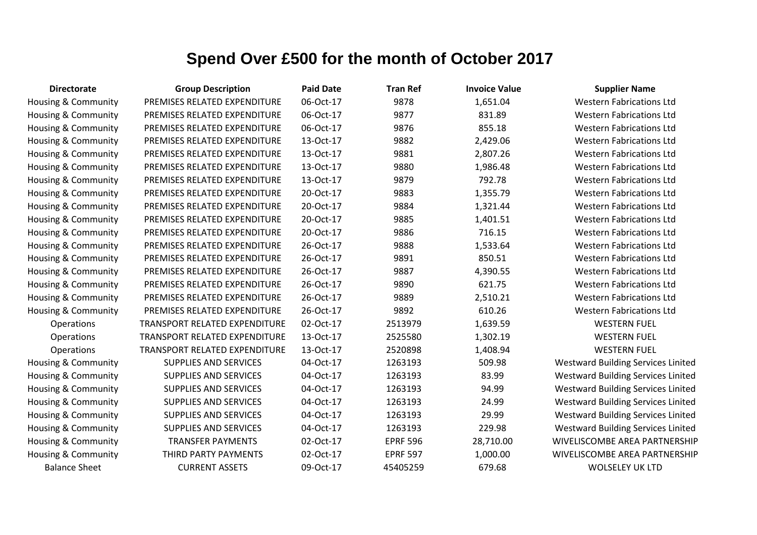# Spend Over £500 for the month of October 2017

| Directorate | Group Description | Paid Date | Tran Ref | Invoice Value | Supplier Name |
|---|---|---|---|---|---|
| Housing & Community | PREMISES RELATED EXPENDITURE | 06-Oct-17 | 9878 | 1,651.04 | Western Fabrications Ltd |
| Housing & Community | PREMISES RELATED EXPENDITURE | 06-Oct-17 | 9877 | 831.89 | Western Fabrications Ltd |
| Housing & Community | PREMISES RELATED EXPENDITURE | 06-Oct-17 | 9876 | 855.18 | Western Fabrications Ltd |
| Housing & Community | PREMISES RELATED EXPENDITURE | 13-Oct-17 | 9882 | 2,429.06 | Western Fabrications Ltd |
| Housing & Community | PREMISES RELATED EXPENDITURE | 13-Oct-17 | 9881 | 2,807.26 | Western Fabrications Ltd |
| Housing & Community | PREMISES RELATED EXPENDITURE | 13-Oct-17 | 9880 | 1,986.48 | Western Fabrications Ltd |
| Housing & Community | PREMISES RELATED EXPENDITURE | 13-Oct-17 | 9879 | 792.78 | Western Fabrications Ltd |
| Housing & Community | PREMISES RELATED EXPENDITURE | 20-Oct-17 | 9883 | 1,355.79 | Western Fabrications Ltd |
| Housing & Community | PREMISES RELATED EXPENDITURE | 20-Oct-17 | 9884 | 1,321.44 | Western Fabrications Ltd |
| Housing & Community | PREMISES RELATED EXPENDITURE | 20-Oct-17 | 9885 | 1,401.51 | Western Fabrications Ltd |
| Housing & Community | PREMISES RELATED EXPENDITURE | 20-Oct-17 | 9886 | 716.15 | Western Fabrications Ltd |
| Housing & Community | PREMISES RELATED EXPENDITURE | 26-Oct-17 | 9888 | 1,533.64 | Western Fabrications Ltd |
| Housing & Community | PREMISES RELATED EXPENDITURE | 26-Oct-17 | 9891 | 850.51 | Western Fabrications Ltd |
| Housing & Community | PREMISES RELATED EXPENDITURE | 26-Oct-17 | 9887 | 4,390.55 | Western Fabrications Ltd |
| Housing & Community | PREMISES RELATED EXPENDITURE | 26-Oct-17 | 9890 | 621.75 | Western Fabrications Ltd |
| Housing & Community | PREMISES RELATED EXPENDITURE | 26-Oct-17 | 9889 | 2,510.21 | Western Fabrications Ltd |
| Housing & Community | PREMISES RELATED EXPENDITURE | 26-Oct-17 | 9892 | 610.26 | Western Fabrications Ltd |
| Operations | TRANSPORT RELATED EXPENDITURE | 02-Oct-17 | 2513979 | 1,639.59 | WESTERN FUEL |
| Operations | TRANSPORT RELATED EXPENDITURE | 13-Oct-17 | 2525580 | 1,302.19 | WESTERN FUEL |
| Operations | TRANSPORT RELATED EXPENDITURE | 13-Oct-17 | 2520898 | 1,408.94 | WESTERN FUEL |
| Housing & Community | SUPPLIES AND SERVICES | 04-Oct-17 | 1263193 | 509.98 | Westward Building Services Limited |
| Housing & Community | SUPPLIES AND SERVICES | 04-Oct-17 | 1263193 | 83.99 | Westward Building Services Limited |
| Housing & Community | SUPPLIES AND SERVICES | 04-Oct-17 | 1263193 | 94.99 | Westward Building Services Limited |
| Housing & Community | SUPPLIES AND SERVICES | 04-Oct-17 | 1263193 | 24.99 | Westward Building Services Limited |
| Housing & Community | SUPPLIES AND SERVICES | 04-Oct-17 | 1263193 | 29.99 | Westward Building Services Limited |
| Housing & Community | SUPPLIES AND SERVICES | 04-Oct-17 | 1263193 | 229.98 | Westward Building Services Limited |
| Housing & Community | TRANSFER PAYMENTS | 02-Oct-17 | EPRF 596 | 28,710.00 | WIVELISCOMBE AREA PARTNERSHIP |
| Housing & Community | THIRD PARTY PAYMENTS | 02-Oct-17 | EPRF 597 | 1,000.00 | WIVELISCOMBE AREA PARTNERSHIP |
| Balance Sheet | CURRENT ASSETS | 09-Oct-17 | 45405259 | 679.68 | WOLSELEY UK LTD |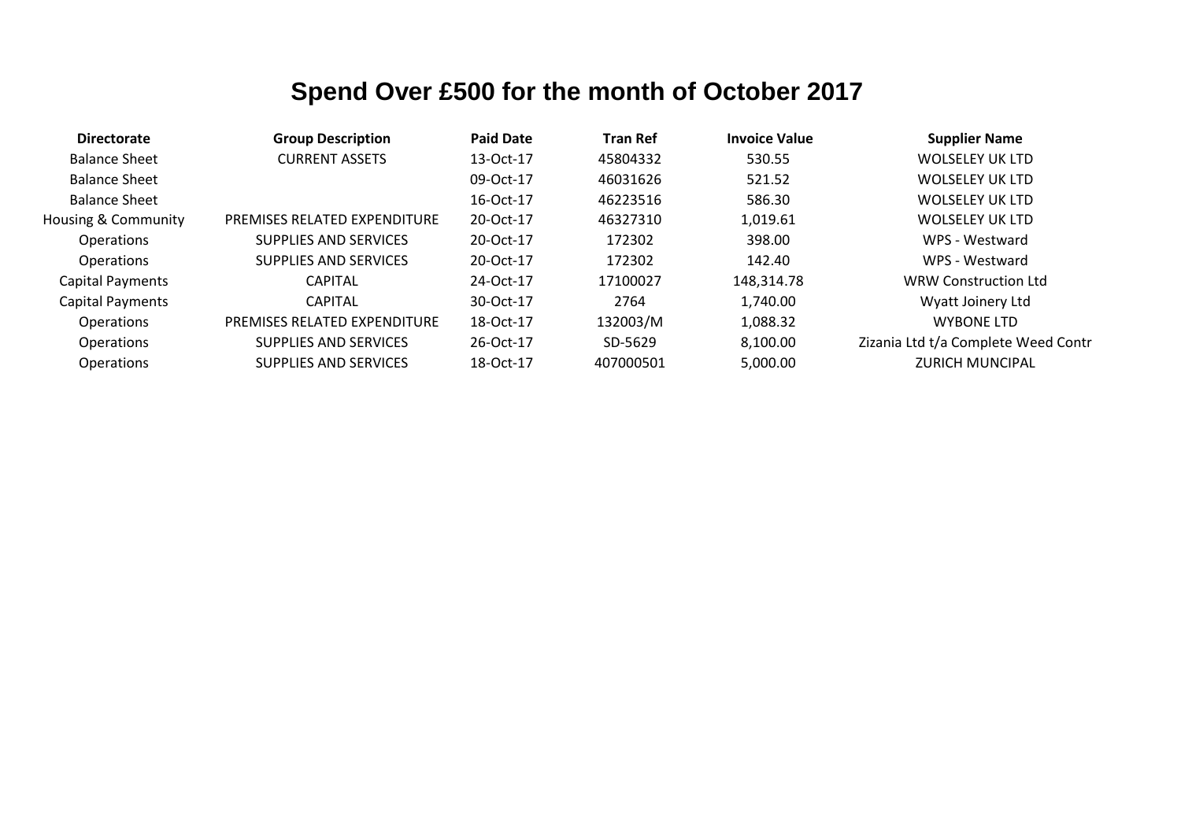# Spend Over £500 for the month of October 2017

| Directorate | Group Description | Paid Date | Tran Ref | Invoice Value | Supplier Name |
|---|---|---|---|---|---|
| Balance Sheet | CURRENT ASSETS | 13-Oct-17 | 45804332 | 530.55 | WOLSELEY UK LTD |
| Balance Sheet | | 09-Oct-17 | 46031626 | 521.52 | WOLSELEY UK LTD |
| Balance Sheet | | 16-Oct-17 | 46223516 | 586.30 | WOLSELEY UK LTD |
| Housing & Community | PREMISES RELATED EXPENDITURE | 20-Oct-17 | 46327310 | 1,019.61 | WOLSELEY UK LTD |
| Operations | SUPPLIES AND SERVICES | 20-Oct-17 | 172302 | 398.00 | WPS - Westward |
| Operations | SUPPLIES AND SERVICES | 20-Oct-17 | 172302 | 142.40 | WPS - Westward |
| Capital Payments | CAPITAL | 24-Oct-17 | 17100027 | 148,314.78 | WRW Construction Ltd |
| Capital Payments | CAPITAL | 30-Oct-17 | 2764 | 1,740.00 | Wyatt Joinery Ltd |
| Operations | PREMISES RELATED EXPENDITURE | 18-Oct-17 | 132003/M | 1,088.32 | WYBONE LTD |
| Operations | SUPPLIES AND SERVICES | 26-Oct-17 | SD-5629 | 8,100.00 | Zizania Ltd t/a Complete Weed Contr |
| Operations | SUPPLIES AND SERVICES | 18-Oct-17 | 407000501 | 5,000.00 | ZURICH MUNCIPAL |